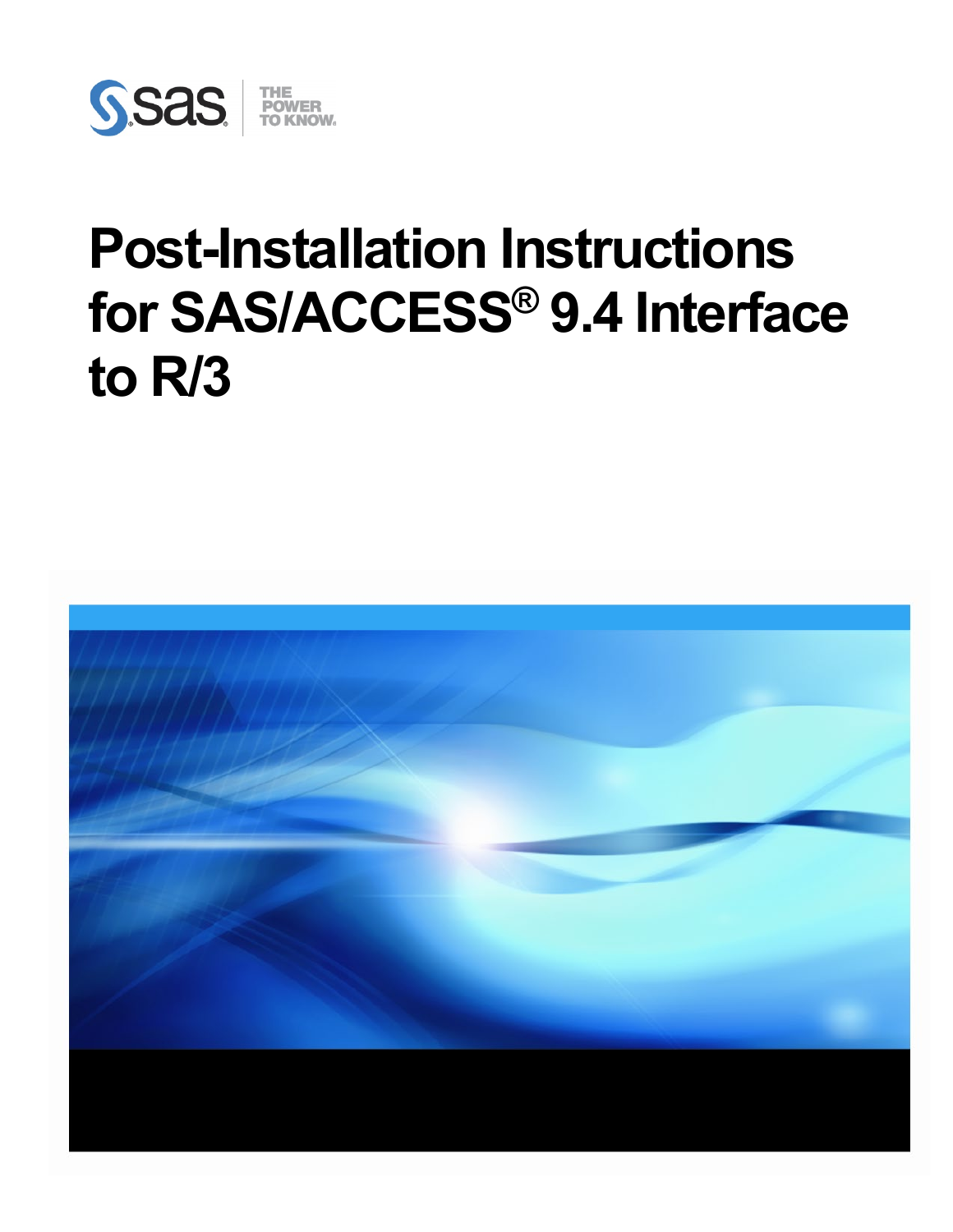# Post-Installation Instructions for SAS/ACCESS® 9.4 Interface to R/3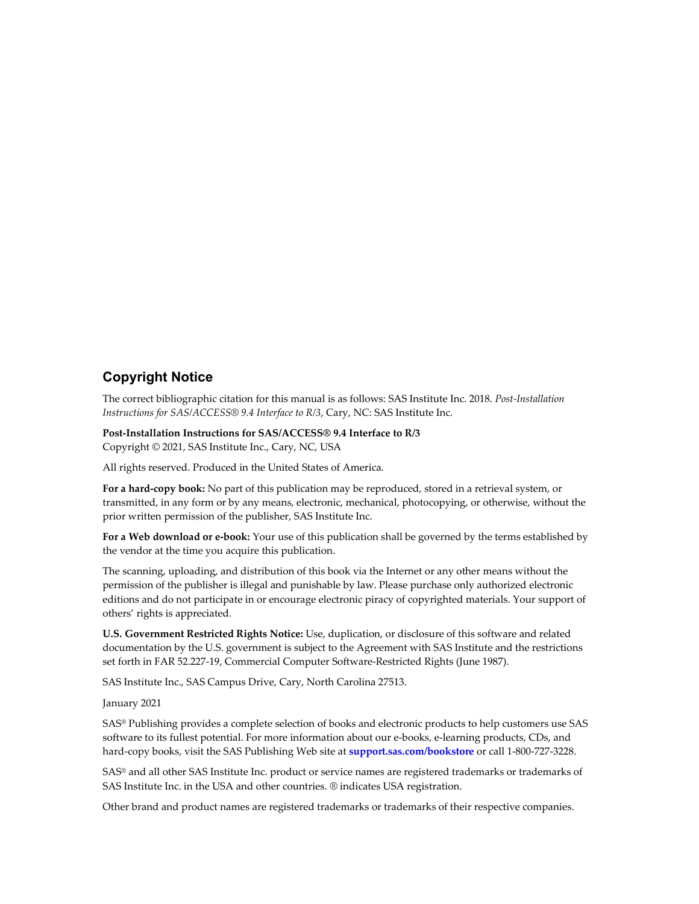## Copyright Notice

The correct bibliographic citation for this manual is as follows: SAS Institute Inc. 2018. *Post-Installation Instructions for SAS/ACCESS® 9.4 Interface to R/3*, Cary, NC: SAS Institute Inc.

**Post-Installation Instructions for SAS/ACCESS® 9.4 Interface to R/3**
Copyright © 2021, SAS Institute Inc., Cary, NC, USA

All rights reserved. Produced in the United States of America.

**For a hard-copy book:** No part of this publication may be reproduced, stored in a retrieval system, or transmitted, in any form or by any means, electronic, mechanical, photocopying, or otherwise, without the prior written permission of the publisher, SAS Institute Inc.

**For a Web download or e-book:** Your use of this publication shall be governed by the terms established by the vendor at the time you acquire this publication.

The scanning, uploading, and distribution of this book via the Internet or any other means without the permission of the publisher is illegal and punishable by law. Please purchase only authorized electronic editions and do not participate in or encourage electronic piracy of copyrighted materials. Your support of others' rights is appreciated.

**U.S. Government Restricted Rights Notice:** Use, duplication, or disclosure of this software and related documentation by the U.S. government is subject to the Agreement with SAS Institute and the restrictions set forth in FAR 52.227-19, Commercial Computer Software-Restricted Rights (June 1987).

SAS Institute Inc., SAS Campus Drive, Cary, North Carolina 27513.

January 2021

SAS® Publishing provides a complete selection of books and electronic products to help customers use SAS software to its fullest potential. For more information about our e-books, e-learning products, CDs, and hard-copy books, visit the SAS Publishing Web site at **support.sas.com/bookstore** or call 1-800-727-3228.

SAS® and all other SAS Institute Inc. product or service names are registered trademarks or trademarks of SAS Institute Inc. in the USA and other countries. ® indicates USA registration.

Other brand and product names are registered trademarks or trademarks of their respective companies.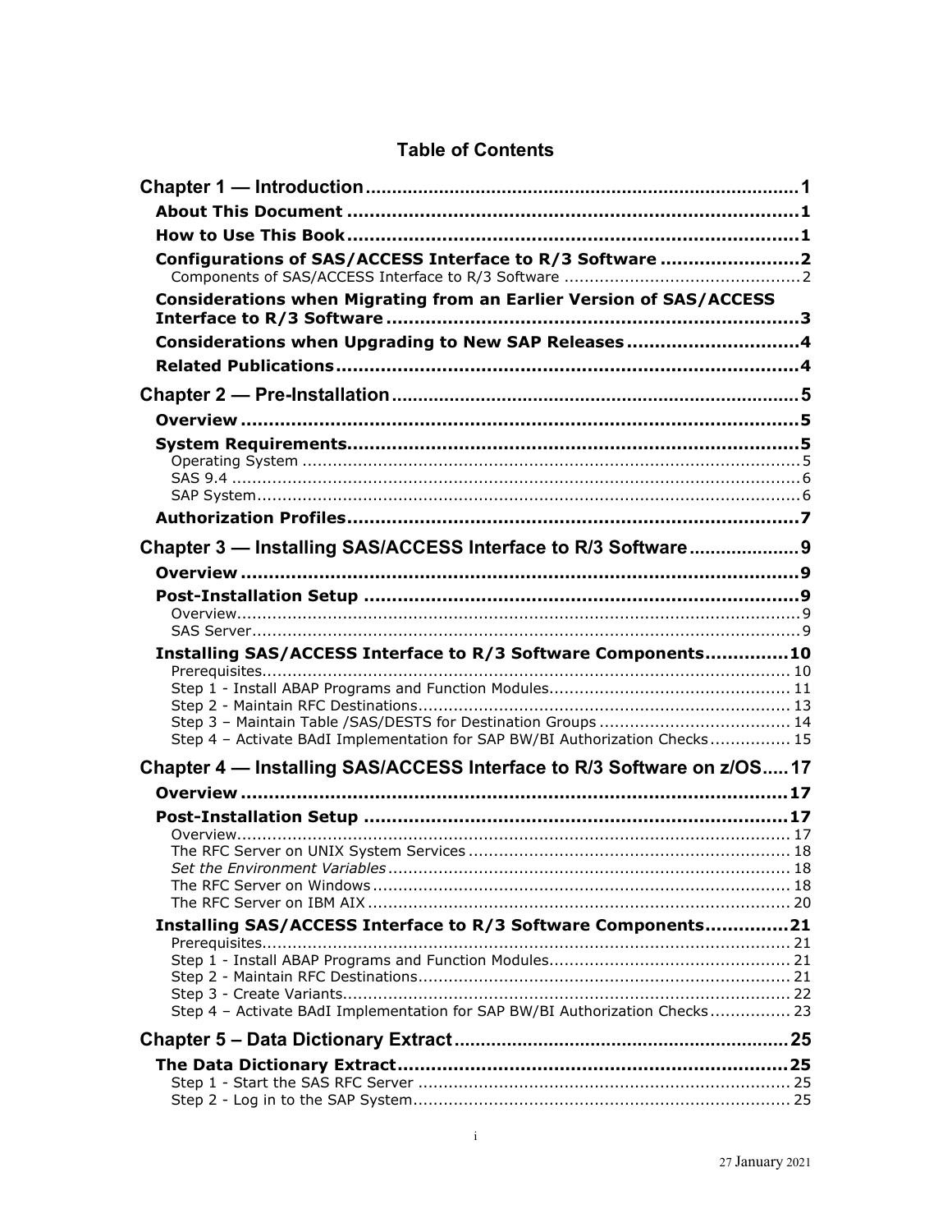# Table of Contents

**Chapter 1 — Introduction** .................................................................................. 1

- **About This Document** .................................................................................. 1
- **How to Use This Book** .................................................................................. 1
- **Configurations of SAS/ACCESS Interface to R/3 Software** ......................... 2
  - Components of SAS/ACCESS Interface to R/3 Software ................................................ 2
- **Considerations when Migrating from an Earlier Version of SAS/ACCESS Interface to R/3 Software** .......................................................................... 3
- **Considerations when Upgrading to New SAP Releases** ............................... 4
- **Related Publications** .................................................................................... 4

**Chapter 2 — Pre-Installation** ............................................................................. 5

- **Overview** ..................................................................................................... 5
- **System Requirements** .................................................................................. 5
  - Operating System ............................................................................................ 5
  - SAS 9.4 ........................................................................................................... 6
  - SAP System ..................................................................................................... 6
- **Authorization Profiles** .................................................................................. 7

**Chapter 3 — Installing SAS/ACCESS Interface to R/3 Software** ..................... 9

- **Overview** ..................................................................................................... 9
- **Post-Installation Setup** ............................................................................... 9
  - Overview .......................................................................................................... 9
  - SAS Server ....................................................................................................... 9
- **Installing SAS/ACCESS Interface to R/3 Software Components** ............... 10
  - Prerequisites .................................................................................................. 10
  - Step 1 - Install ABAP Programs and Function Modules ................................................ 11
  - Step 2 - Maintain RFC Destinations .......................................................................... 13
  - Step 3 – Maintain Table /SAS/DESTS for Destination Groups ....................................... 14
  - Step 4 – Activate BAdI Implementation for SAP BW/BI Authorization Checks ................ 15

**Chapter 4 — Installing SAS/ACCESS Interface to R/3 Software on z/OS** ..... 17

- **Overview** ................................................................................................... 17
- **Post-Installation Setup** ............................................................................. 17
  - Overview ........................................................................................................ 17
  - The RFC Server on UNIX System Services ................................................................ 18
  - *Set the Environment Variables* ............................................................................... 18
  - The RFC Server on Windows .................................................................................. 18
  - The RFC Server on IBM AIX .................................................................................... 20
- **Installing SAS/ACCESS Interface to R/3 Software Components** ............... 21
  - Prerequisites .................................................................................................. 21
  - Step 1 - Install ABAP Programs and Function Modules ................................................ 21
  - Step 2 - Maintain RFC Destinations .......................................................................... 21
  - Step 3 - Create Variants ......................................................................................... 22
  - Step 4 – Activate BAdI Implementation for SAP BW/BI Authorization Checks ................ 23

**Chapter 5 – Data Dictionary Extract** ............................................................... 25

- **The Data Dictionary Extract** ...................................................................... 25
  - Step 1 - Start the SAS RFC Server .......................................................................... 25
  - Step 2 - Log in to the SAP System ........................................................................... 25

27 January 2021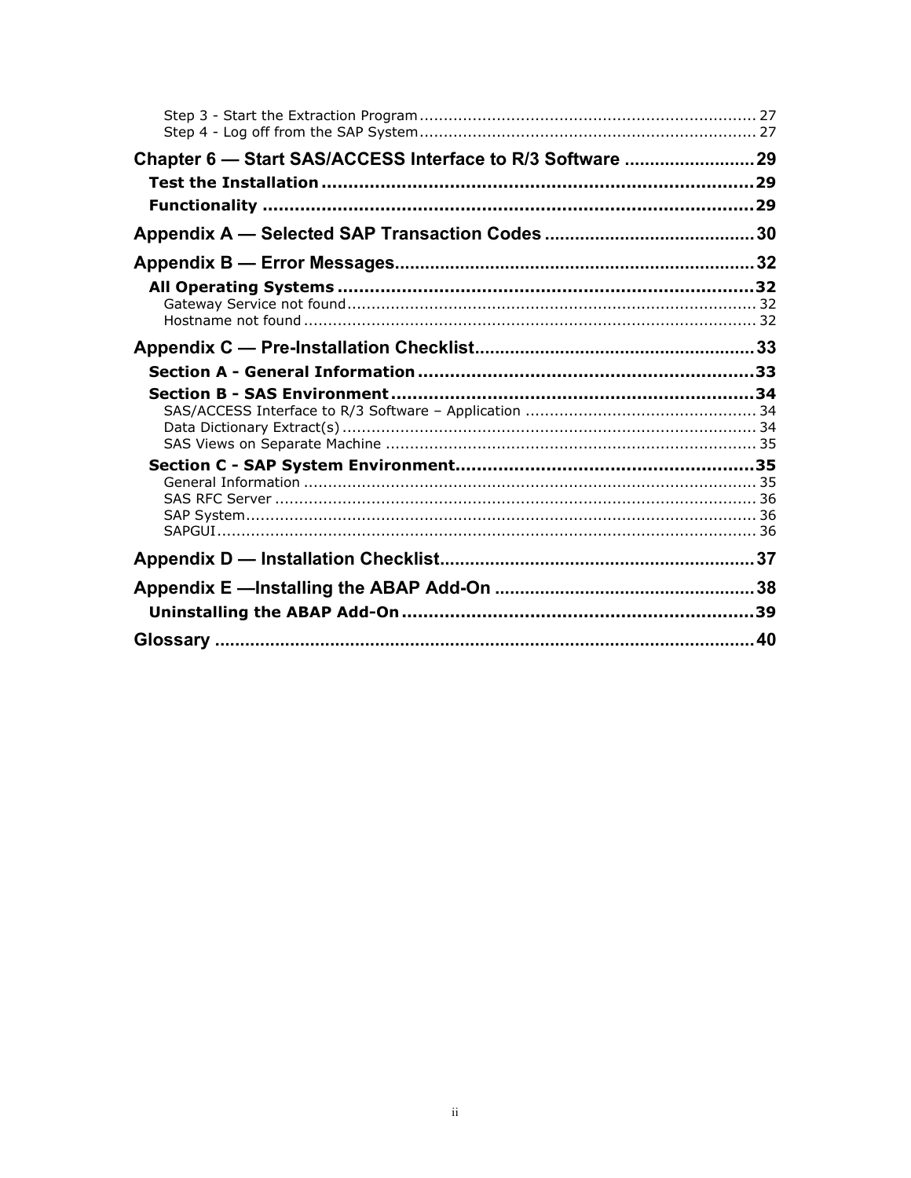Step 3 - Start the Extraction Program ..................................................................... 27
Step 4 - Log off from the SAP System..................................................................... 27

**Chapter 6 — Start SAS/ACCESS Interface to R/3 Software .......................... 29**

**Test the Installation .................................................................................. 29**

**Functionality ............................................................................................ 29**

**Appendix A — Selected SAP Transaction Codes .......................................... 30**

**Appendix B — Error Messages...................................................................... 32**

**All Operating Systems .............................................................................. 32**

Gateway Service not found.................................................................................... 32
Hostname not found ............................................................................................. 32

**Appendix C — Pre-Installation Checklist....................................................... 33**

**Section A - General Information ................................................................ 33**

**Section B - SAS Environment ..................................................................... 34**

SAS/ACCESS Interface to R/3 Software – Application ................................................ 34
Data Dictionary Extract(s) ..................................................................................... 34
SAS Views on Separate Machine ............................................................................ 35

**Section C - SAP System Environment......................................................... 35**

General Information ............................................................................................. 35
SAS RFC Server ................................................................................................... 36
SAP System......................................................................................................... 36
SAPGUI............................................................................................................... 36

**Appendix D — Installation Checklist.............................................................. 37**

**Appendix E —Installing the ABAP Add-On .................................................... 38**

**Uninstalling the ABAP Add-On ................................................................... 39**

**Glossary ........................................................................................................ 40**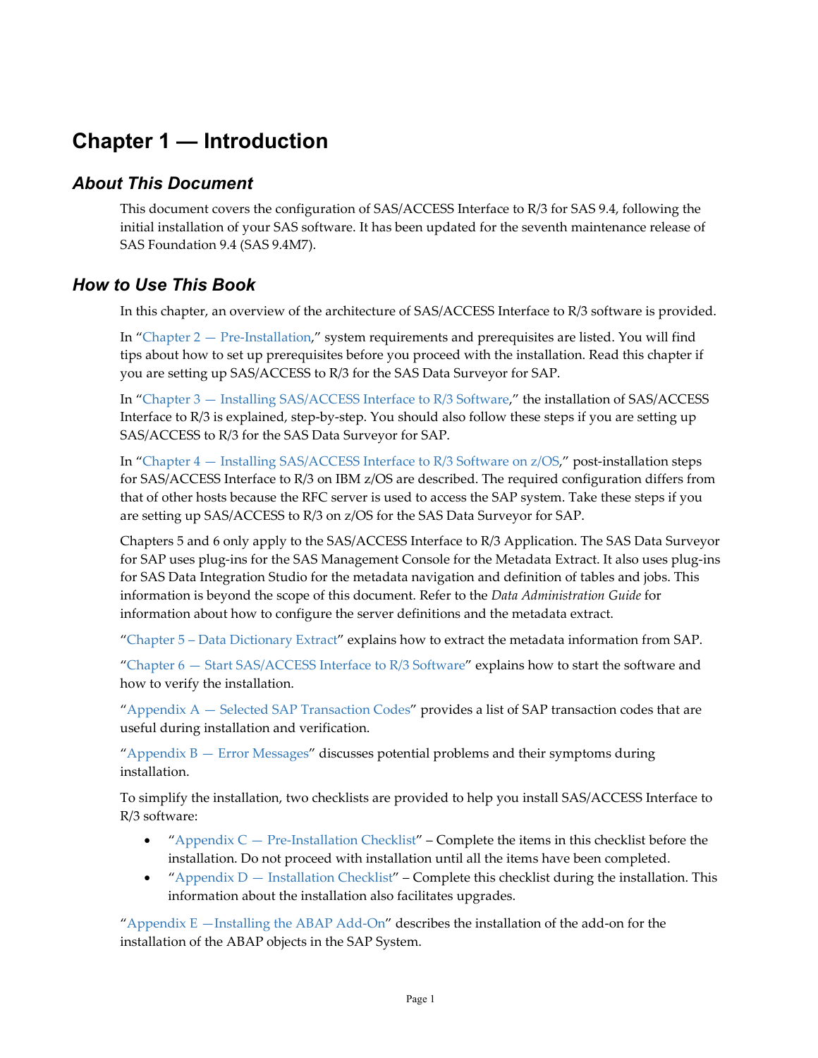# Chapter 1 — Introduction

## *About This Document*

This document covers the configuration of SAS/ACCESS Interface to R/3 for SAS 9.4, following the initial installation of your SAS software. It has been updated for the seventh maintenance release of SAS Foundation 9.4 (SAS 9.4M7).

## *How to Use This Book*

In this chapter, an overview of the architecture of SAS/ACCESS Interface to R/3 software is provided.

In "Chapter 2 — Pre-Installation," system requirements and prerequisites are listed. You will find tips about how to set up prerequisites before you proceed with the installation. Read this chapter if you are setting up SAS/ACCESS to R/3 for the SAS Data Surveyor for SAP.

In "Chapter 3 — Installing SAS/ACCESS Interface to R/3 Software," the installation of SAS/ACCESS Interface to R/3 is explained, step-by-step. You should also follow these steps if you are setting up SAS/ACCESS to R/3 for the SAS Data Surveyor for SAP.

In "Chapter 4 — Installing SAS/ACCESS Interface to R/3 Software on z/OS," post-installation steps for SAS/ACCESS Interface to R/3 on IBM z/OS are described. The required configuration differs from that of other hosts because the RFC server is used to access the SAP system. Take these steps if you are setting up SAS/ACCESS to R/3 on z/OS for the SAS Data Surveyor for SAP.

Chapters 5 and 6 only apply to the SAS/ACCESS Interface to R/3 Application. The SAS Data Surveyor for SAP uses plug-ins for the SAS Management Console for the Metadata Extract. It also uses plug-ins for SAS Data Integration Studio for the metadata navigation and definition of tables and jobs. This information is beyond the scope of this document. Refer to the *Data Administration Guide* for information about how to configure the server definitions and the metadata extract.

"Chapter 5 – Data Dictionary Extract" explains how to extract the metadata information from SAP.

"Chapter 6 — Start SAS/ACCESS Interface to R/3 Software" explains how to start the software and how to verify the installation.

"Appendix A — Selected SAP Transaction Codes" provides a list of SAP transaction codes that are useful during installation and verification.

"Appendix B — Error Messages" discusses potential problems and their symptoms during installation.

To simplify the installation, two checklists are provided to help you install SAS/ACCESS Interface to R/3 software:

- "Appendix C — Pre-Installation Checklist" – Complete the items in this checklist before the installation. Do not proceed with installation until all the items have been completed.
- "Appendix D — Installation Checklist" – Complete this checklist during the installation. This information about the installation also facilitates upgrades.

"Appendix E —Installing the ABAP Add-On" describes the installation of the add-on for the installation of the ABAP objects in the SAP System.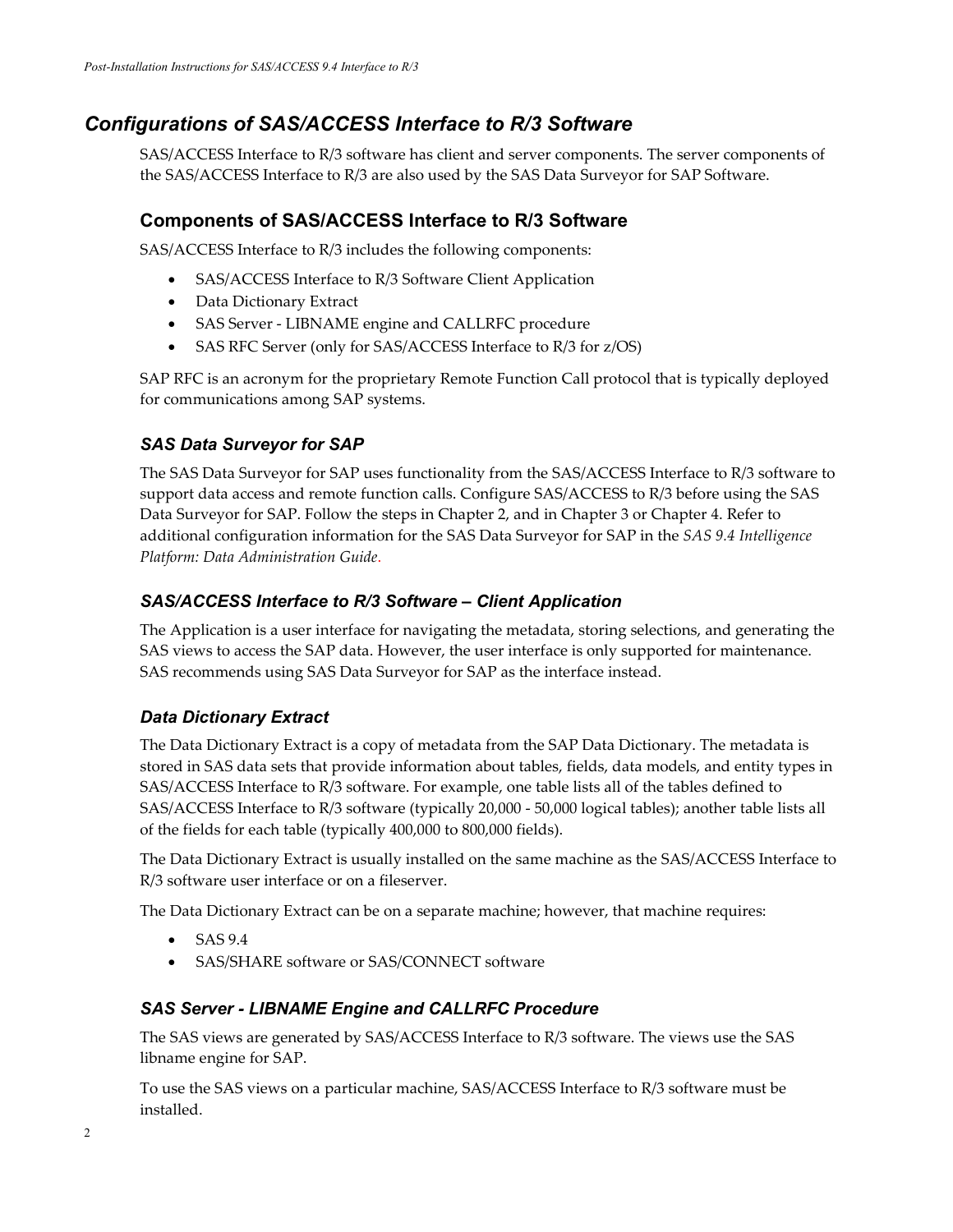## Configurations of SAS/ACCESS Interface to R/3 Software

SAS/ACCESS Interface to R/3 software has client and server components. The server components of the SAS/ACCESS Interface to R/3 are also used by the SAS Data Surveyor for SAP Software.

### Components of SAS/ACCESS Interface to R/3 Software

SAS/ACCESS Interface to R/3 includes the following components:

- SAS/ACCESS Interface to R/3 Software Client Application
- Data Dictionary Extract
- SAS Server - LIBNAME engine and CALLRFC procedure
- SAS RFC Server (only for SAS/ACCESS Interface to R/3 for z/OS)

SAP RFC is an acronym for the proprietary Remote Function Call protocol that is typically deployed for communications among SAP systems.

#### SAS Data Surveyor for SAP

The SAS Data Surveyor for SAP uses functionality from the SAS/ACCESS Interface to R/3 software to support data access and remote function calls. Configure SAS/ACCESS to R/3 before using the SAS Data Surveyor for SAP. Follow the steps in Chapter 2, and in Chapter 3 or Chapter 4. Refer to additional configuration information for the SAS Data Surveyor for SAP in the *SAS 9.4 Intelligence Platform: Data Administration Guide*.

#### SAS/ACCESS Interface to R/3 Software – Client Application

The Application is a user interface for navigating the metadata, storing selections, and generating the SAS views to access the SAP data. However, the user interface is only supported for maintenance. SAS recommends using SAS Data Surveyor for SAP as the interface instead.

#### Data Dictionary Extract

The Data Dictionary Extract is a copy of metadata from the SAP Data Dictionary. The metadata is stored in SAS data sets that provide information about tables, fields, data models, and entity types in SAS/ACCESS Interface to R/3 software. For example, one table lists all of the tables defined to SAS/ACCESS Interface to R/3 software (typically 20,000 - 50,000 logical tables); another table lists all of the fields for each table (typically 400,000 to 800,000 fields).

The Data Dictionary Extract is usually installed on the same machine as the SAS/ACCESS Interface to R/3 software user interface or on a fileserver.

The Data Dictionary Extract can be on a separate machine; however, that machine requires:

- SAS 9.4
- SAS/SHARE software or SAS/CONNECT software

#### SAS Server - LIBNAME Engine and CALLRFC Procedure

The SAS views are generated by SAS/ACCESS Interface to R/3 software. The views use the SAS libname engine for SAP.

To use the SAS views on a particular machine, SAS/ACCESS Interface to R/3 software must be installed.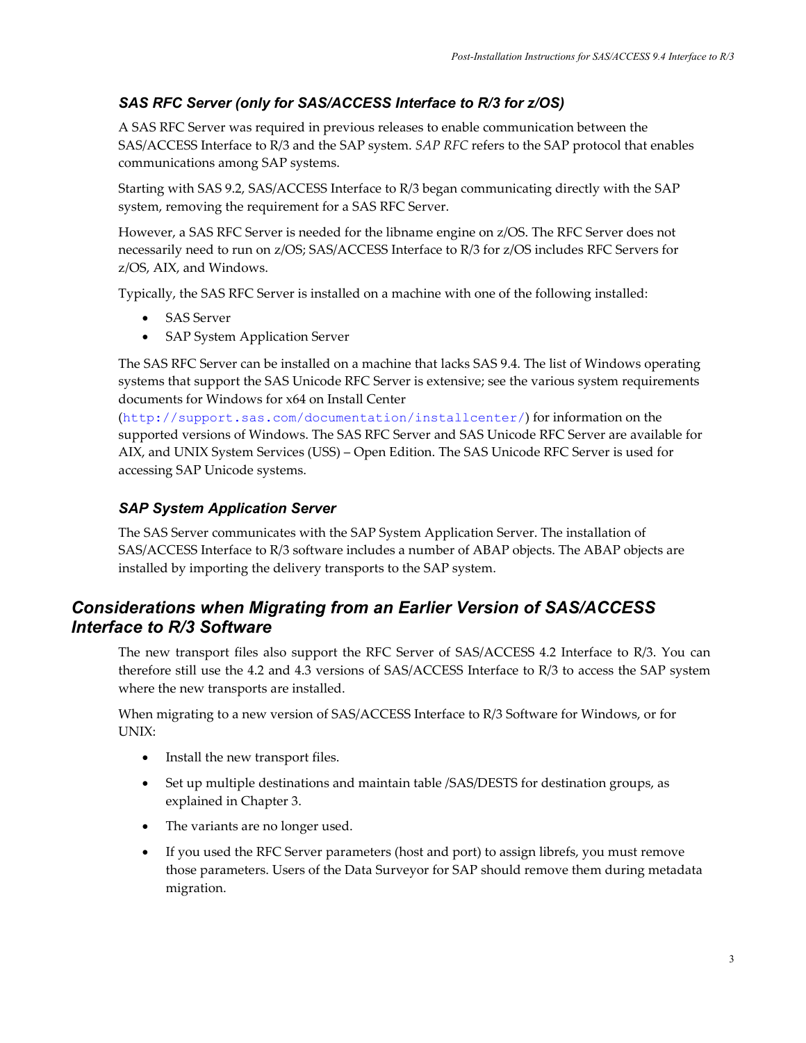### *SAS RFC Server (only for SAS/ACCESS Interface to R/3 for z/OS)*

A SAS RFC Server was required in previous releases to enable communication between the SAS/ACCESS Interface to R/3 and the SAP system. *SAP RFC* refers to the SAP protocol that enables communications among SAP systems.

Starting with SAS 9.2, SAS/ACCESS Interface to R/3 began communicating directly with the SAP system, removing the requirement for a SAS RFC Server.

However, a SAS RFC Server is needed for the libname engine on z/OS. The RFC Server does not necessarily need to run on z/OS; SAS/ACCESS Interface to R/3 for z/OS includes RFC Servers for z/OS, AIX, and Windows.

Typically, the SAS RFC Server is installed on a machine with one of the following installed:

- SAS Server
- SAP System Application Server

The SAS RFC Server can be installed on a machine that lacks SAS 9.4. The list of Windows operating systems that support the SAS Unicode RFC Server is extensive; see the various system requirements documents for Windows for x64 on Install Center (`http://support.sas.com/documentation/installcenter/`) for information on the supported versions of Windows. The SAS RFC Server and SAS Unicode RFC Server are available for AIX, and UNIX System Services (USS) – Open Edition. The SAS Unicode RFC Server is used for accessing SAP Unicode systems.

### *SAP System Application Server*

The SAS Server communicates with the SAP System Application Server. The installation of SAS/ACCESS Interface to R/3 software includes a number of ABAP objects. The ABAP objects are installed by importing the delivery transports to the SAP system.

## *Considerations when Migrating from an Earlier Version of SAS/ACCESS Interface to R/3 Software*

The new transport files also support the RFC Server of SAS/ACCESS 4.2 Interface to R/3. You can therefore still use the 4.2 and 4.3 versions of SAS/ACCESS Interface to R/3 to access the SAP system where the new transports are installed.

When migrating to a new version of SAS/ACCESS Interface to R/3 Software for Windows, or for UNIX:

- Install the new transport files.
- Set up multiple destinations and maintain table /SAS/DESTS for destination groups, as explained in Chapter 3.
- The variants are no longer used.
- If you used the RFC Server parameters (host and port) to assign librefs, you must remove those parameters. Users of the Data Surveyor for SAP should remove them during metadata migration.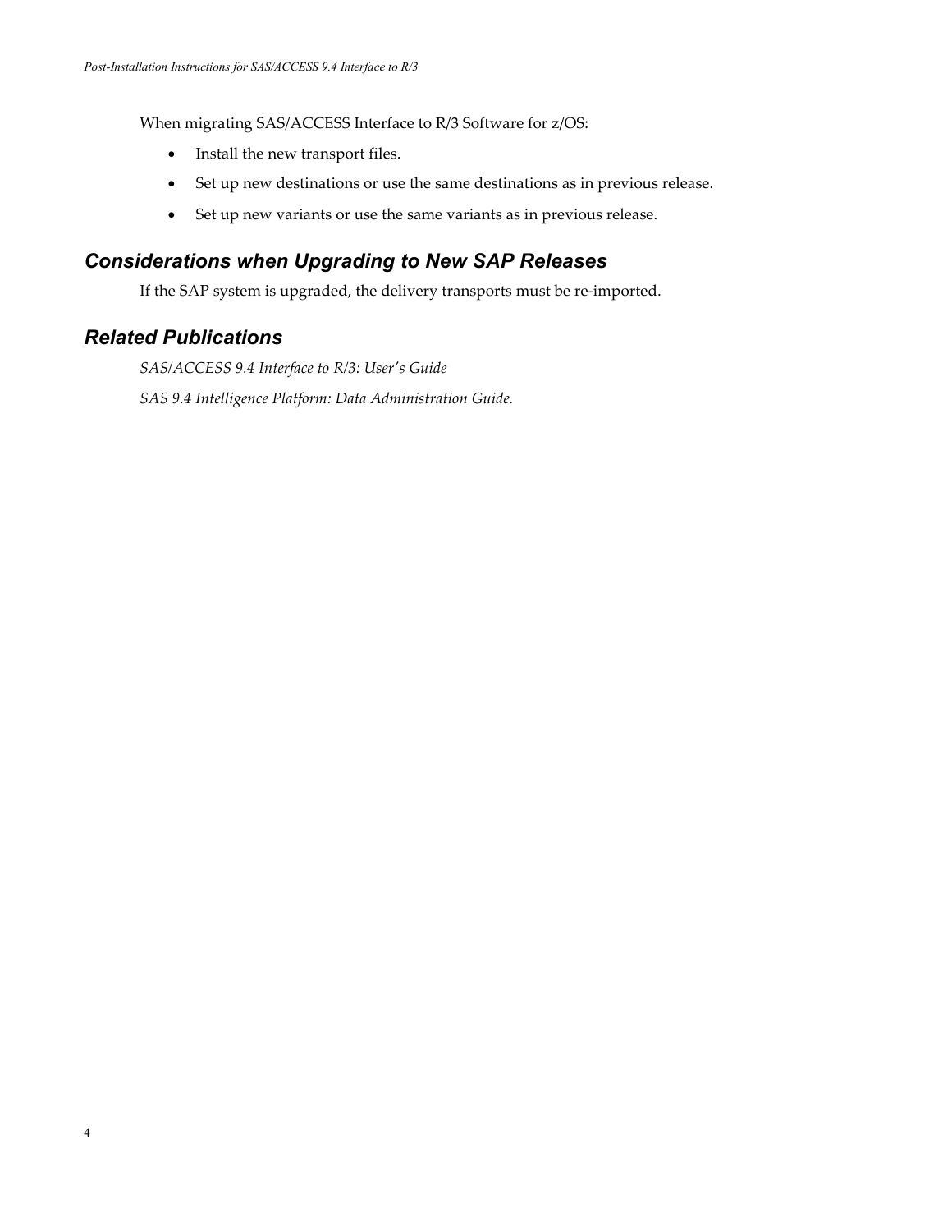When migrating SAS/ACCESS Interface to R/3 Software for z/OS:

- Install the new transport files.
- Set up new destinations or use the same destinations as in previous release.
- Set up new variants or use the same variants as in previous release.

## *Considerations when Upgrading to New SAP Releases*

If the SAP system is upgraded, the delivery transports must be re-imported.

## *Related Publications*

*SAS/ACCESS 9.4 Interface to R/3: User's Guide*

*SAS 9.4 Intelligence Platform: Data Administration Guide.*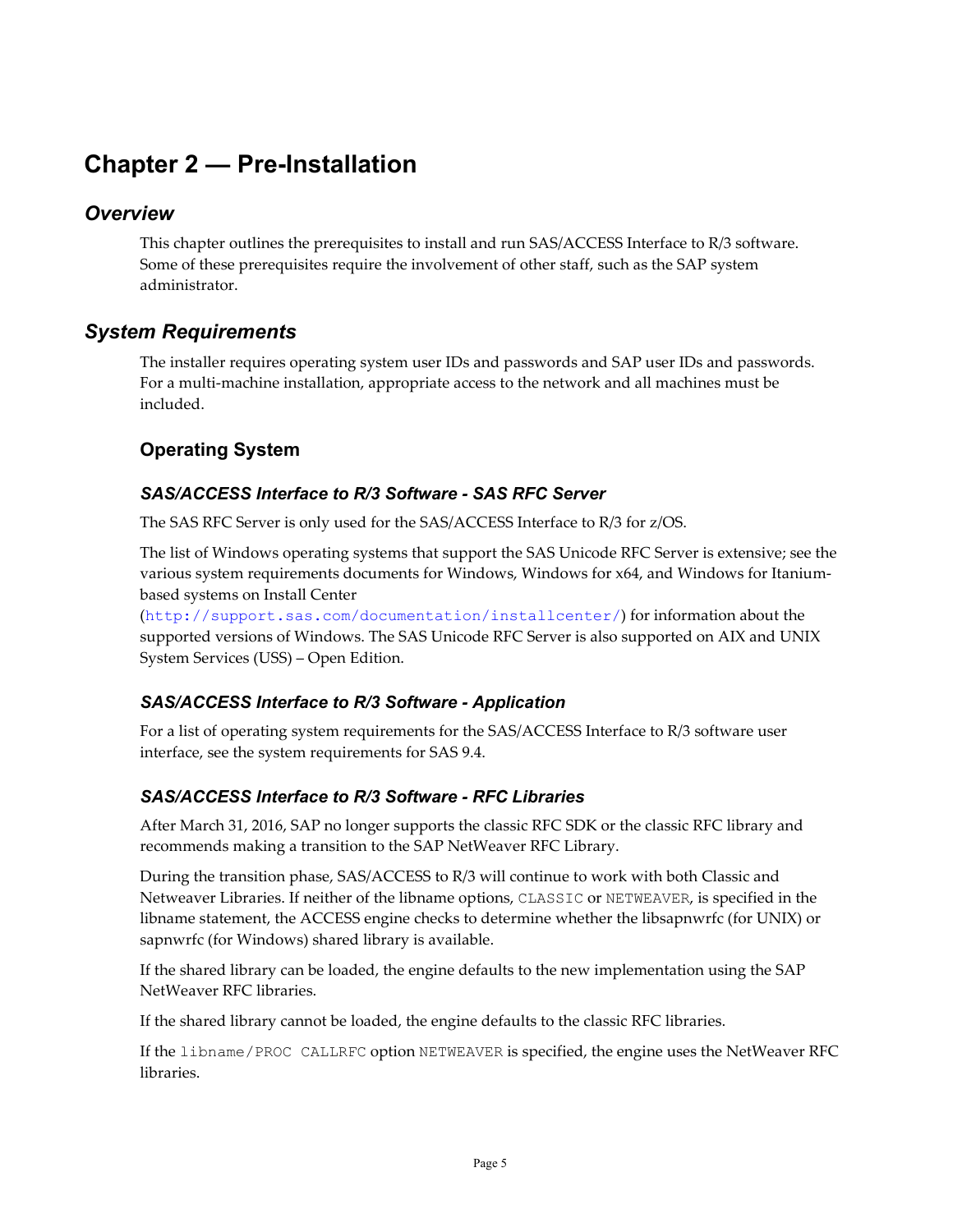# Chapter 2 — Pre-Installation

## Overview

This chapter outlines the prerequisites to install and run SAS/ACCESS Interface to R/3 software. Some of these prerequisites require the involvement of other staff, such as the SAP system administrator.

## System Requirements

The installer requires operating system user IDs and passwords and SAP user IDs and passwords. For a multi-machine installation, appropriate access to the network and all machines must be included.

### Operating System

#### SAS/ACCESS Interface to R/3 Software - SAS RFC Server

The SAS RFC Server is only used for the SAS/ACCESS Interface to R/3 for z/OS.

The list of Windows operating systems that support the SAS Unicode RFC Server is extensive; see the various system requirements documents for Windows, Windows for x64, and Windows for Itanium-based systems on Install Center (`http://support.sas.com/documentation/installcenter/`) for information about the supported versions of Windows. The SAS Unicode RFC Server is also supported on AIX and UNIX System Services (USS) – Open Edition.

#### SAS/ACCESS Interface to R/3 Software - Application

For a list of operating system requirements for the SAS/ACCESS Interface to R/3 software user interface, see the system requirements for SAS 9.4.

#### SAS/ACCESS Interface to R/3 Software - RFC Libraries

After March 31, 2016, SAP no longer supports the classic RFC SDK or the classic RFC library and recommends making a transition to the SAP NetWeaver RFC Library.

During the transition phase, SAS/ACCESS to R/3 will continue to work with both Classic and Netweaver Libraries. If neither of the libname options, `CLASSIC` or `NETWEAVER`, is specified in the libname statement, the ACCESS engine checks to determine whether the libsapnwrfc (for UNIX) or sapnwrfc (for Windows) shared library is available.

If the shared library can be loaded, the engine defaults to the new implementation using the SAP NetWeaver RFC libraries.

If the shared library cannot be loaded, the engine defaults to the classic RFC libraries.

If the `libname/PROC CALLRFC` option `NETWEAVER` is specified, the engine uses the NetWeaver RFC libraries.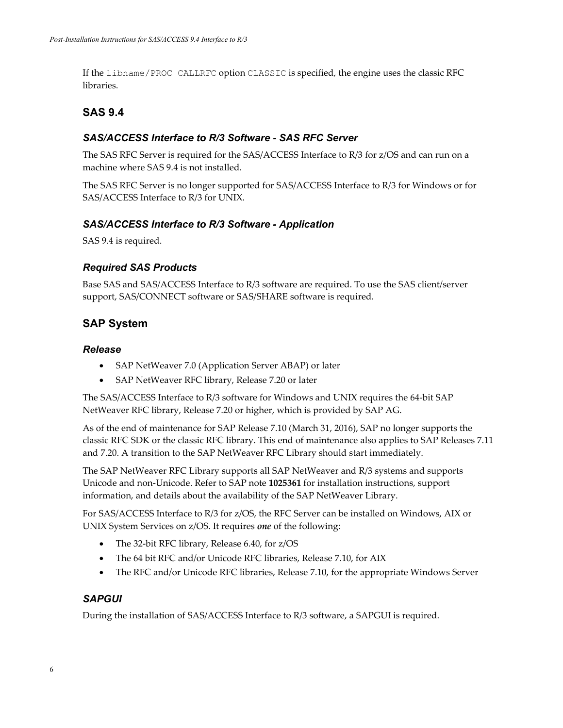If the `libname/PROC CALLRFC` option `CLASSIC` is specified, the engine uses the classic RFC libraries.

## SAS 9.4

### *SAS/ACCESS Interface to R/3 Software - SAS RFC Server*

The SAS RFC Server is required for the SAS/ACCESS Interface to R/3 for z/OS and can run on a machine where SAS 9.4 is not installed.

The SAS RFC Server is no longer supported for SAS/ACCESS Interface to R/3 for Windows or for SAS/ACCESS Interface to R/3 for UNIX.

### *SAS/ACCESS Interface to R/3 Software - Application*

SAS 9.4 is required.

### *Required SAS Products*

Base SAS and SAS/ACCESS Interface to R/3 software are required. To use the SAS client/server support, SAS/CONNECT software or SAS/SHARE software is required.

## SAP System

### *Release*

- SAP NetWeaver 7.0 (Application Server ABAP) or later
- SAP NetWeaver RFC library, Release 7.20 or later

The SAS/ACCESS Interface to R/3 software for Windows and UNIX requires the 64-bit SAP NetWeaver RFC library, Release 7.20 or higher, which is provided by SAP AG.

As of the end of maintenance for SAP Release 7.10 (March 31, 2016), SAP no longer supports the classic RFC SDK or the classic RFC library. This end of maintenance also applies to SAP Releases 7.11 and 7.20. A transition to the SAP NetWeaver RFC Library should start immediately.

The SAP NetWeaver RFC Library supports all SAP NetWeaver and R/3 systems and supports Unicode and non-Unicode. Refer to SAP note **1025361** for installation instructions, support information, and details about the availability of the SAP NetWeaver Library.

For SAS/ACCESS Interface to R/3 for z/OS, the RFC Server can be installed on Windows, AIX or UNIX System Services on z/OS. It requires ***one*** of the following:

- The 32-bit RFC library, Release 6.40, for z/OS
- The 64 bit RFC and/or Unicode RFC libraries, Release 7.10, for AIX
- The RFC and/or Unicode RFC libraries, Release 7.10, for the appropriate Windows Server

### *SAPGUI*

During the installation of SAS/ACCESS Interface to R/3 software, a SAPGUI is required.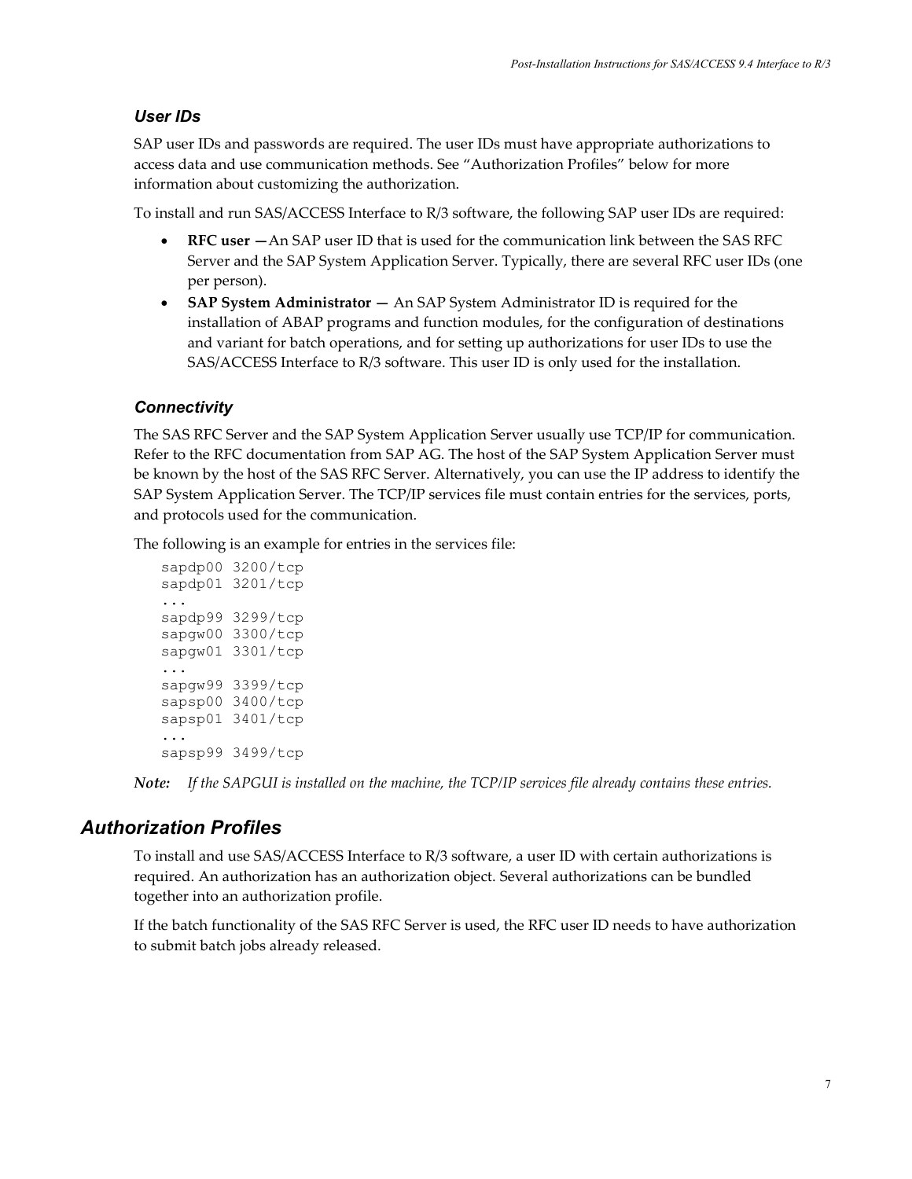### User IDs

SAP user IDs and passwords are required. The user IDs must have appropriate authorizations to access data and use communication methods. See "Authorization Profiles" below for more information about customizing the authorization.

To install and run SAS/ACCESS Interface to R/3 software, the following SAP user IDs are required:

- **RFC user —** An SAP user ID that is used for the communication link between the SAS RFC Server and the SAP System Application Server. Typically, there are several RFC user IDs (one per person).
- **SAP System Administrator —** An SAP System Administrator ID is required for the installation of ABAP programs and function modules, for the configuration of destinations and variant for batch operations, and for setting up authorizations for user IDs to use the SAS/ACCESS Interface to R/3 software. This user ID is only used for the installation.

### Connectivity

The SAS RFC Server and the SAP System Application Server usually use TCP/IP for communication. Refer to the RFC documentation from SAP AG. The host of the SAP System Application Server must be known by the host of the SAS RFC Server. Alternatively, you can use the IP address to identify the SAP System Application Server. The TCP/IP services file must contain entries for the services, ports, and protocols used for the communication.

The following is an example for entries in the services file:

```
sapdp00 3200/tcp
sapdp01 3201/tcp
...
sapdp99 3299/tcp
sapgw00 3300/tcp
sapgw01 3301/tcp
...
sapgw99 3399/tcp
sapsp00 3400/tcp
sapsp01 3401/tcp
...
sapsp99 3499/tcp
```

***Note:*** *If the SAPGUI is installed on the machine, the TCP/IP services file already contains these entries.*

## Authorization Profiles

To install and use SAS/ACCESS Interface to R/3 software, a user ID with certain authorizations is required. An authorization has an authorization object. Several authorizations can be bundled together into an authorization profile.

If the batch functionality of the SAS RFC Server is used, the RFC user ID needs to have authorization to submit batch jobs already released.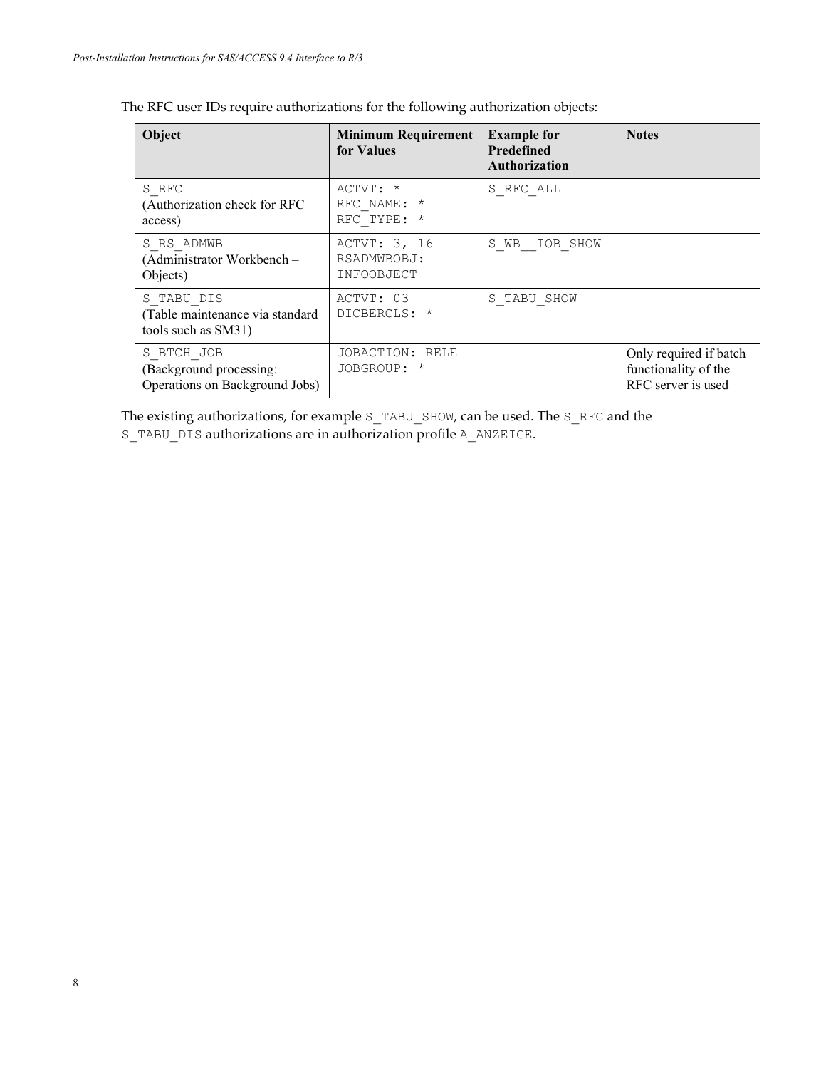The RFC user IDs require authorizations for the following authorization objects:

| Object | Minimum Requirement for Values | Example for Predefined Authorization | Notes |
| --- | --- | --- | --- |
| S_RFC (Authorization check for RFC access) | ACTVT: * RFC_NAME: * RFC_TYPE: * | S_RFC_ALL | |
| S_RS_ADMWB (Administrator Workbench – Objects) | ACTVT: 3, 16 RSADMWBOBJ: INFOOBJECT | S_WB__IOB_SHOW | |
| S_TABU_DIS (Table maintenance via standard tools such as SM31) | ACTVT: 03 DICBERCLS: * | S_TABU_SHOW | |
| S_BTCH_JOB (Background processing: Operations on Background Jobs) | JOBACTION: RELE JOBGROUP: * | | Only required if batch functionality of the RFC server is used |

The existing authorizations, for example S_TABU_SHOW, can be used. The S_RFC and the S_TABU_DIS authorizations are in authorization profile A_ANZEIGE.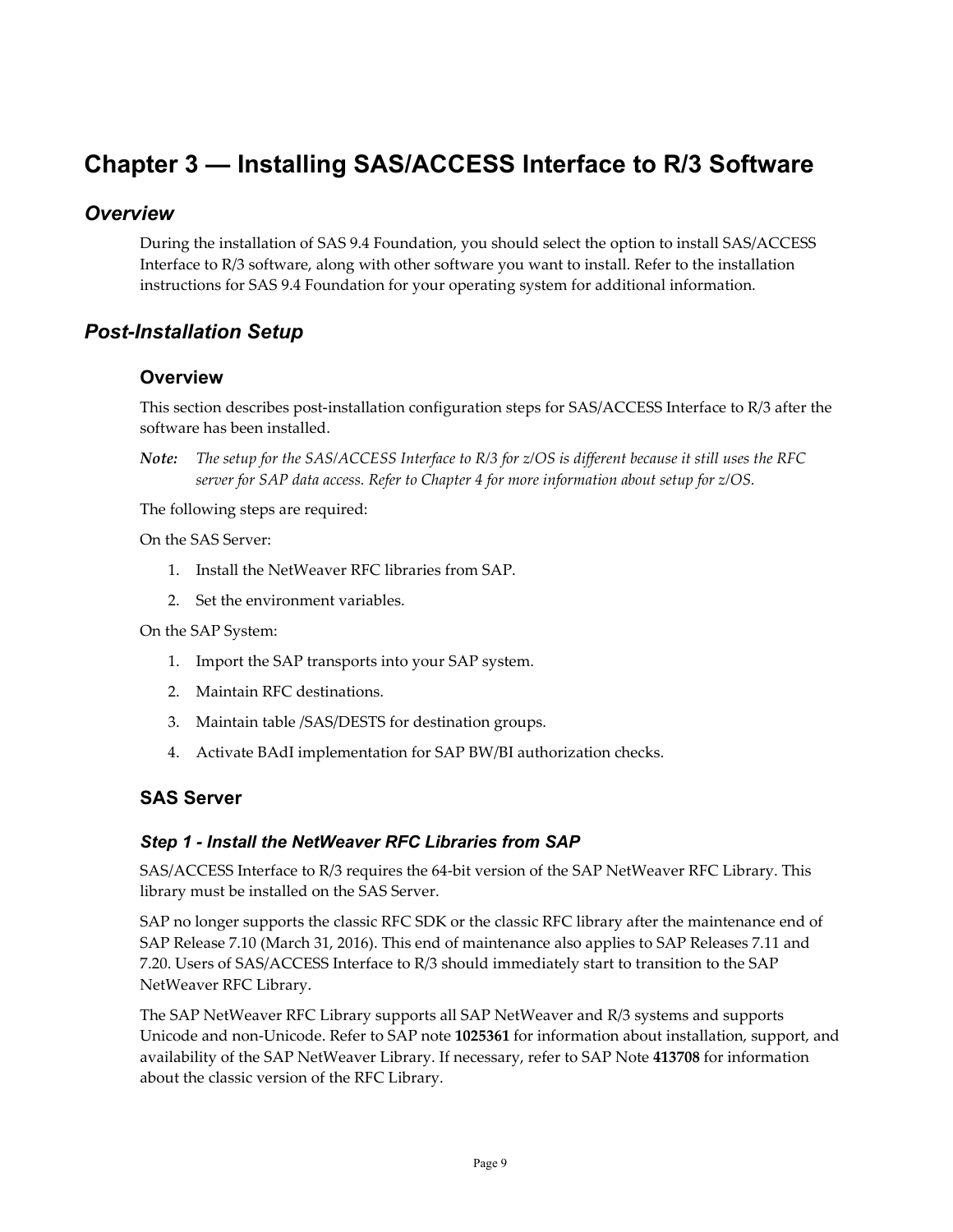# Chapter 3 — Installing SAS/ACCESS Interface to R/3 Software

## Overview

During the installation of SAS 9.4 Foundation, you should select the option to install SAS/ACCESS Interface to R/3 software, along with other software you want to install. Refer to the installation instructions for SAS 9.4 Foundation for your operating system for additional information.

## Post-Installation Setup

### Overview

This section describes post-installation configuration steps for SAS/ACCESS Interface to R/3 after the software has been installed.

***Note:*** *The setup for the SAS/ACCESS Interface to R/3 for z/OS is different because it still uses the RFC server for SAP data access. Refer to Chapter 4 for more information about setup for z/OS.*

The following steps are required:

On the SAS Server:

1. Install the NetWeaver RFC libraries from SAP.
2. Set the environment variables.

On the SAP System:

1. Import the SAP transports into your SAP system.
2. Maintain RFC destinations.
3. Maintain table /SAS/DESTS for destination groups.
4. Activate BAdI implementation for SAP BW/BI authorization checks.

### SAS Server

#### Step 1 - Install the NetWeaver RFC Libraries from SAP

SAS/ACCESS Interface to R/3 requires the 64-bit version of the SAP NetWeaver RFC Library. This library must be installed on the SAS Server.

SAP no longer supports the classic RFC SDK or the classic RFC library after the maintenance end of SAP Release 7.10 (March 31, 2016). This end of maintenance also applies to SAP Releases 7.11 and 7.20. Users of SAS/ACCESS Interface to R/3 should immediately start to transition to the SAP NetWeaver RFC Library.

The SAP NetWeaver RFC Library supports all SAP NetWeaver and R/3 systems and supports Unicode and non-Unicode. Refer to SAP note **1025361** for information about installation, support, and availability of the SAP NetWeaver Library. If necessary, refer to SAP Note **413708** for information about the classic version of the RFC Library.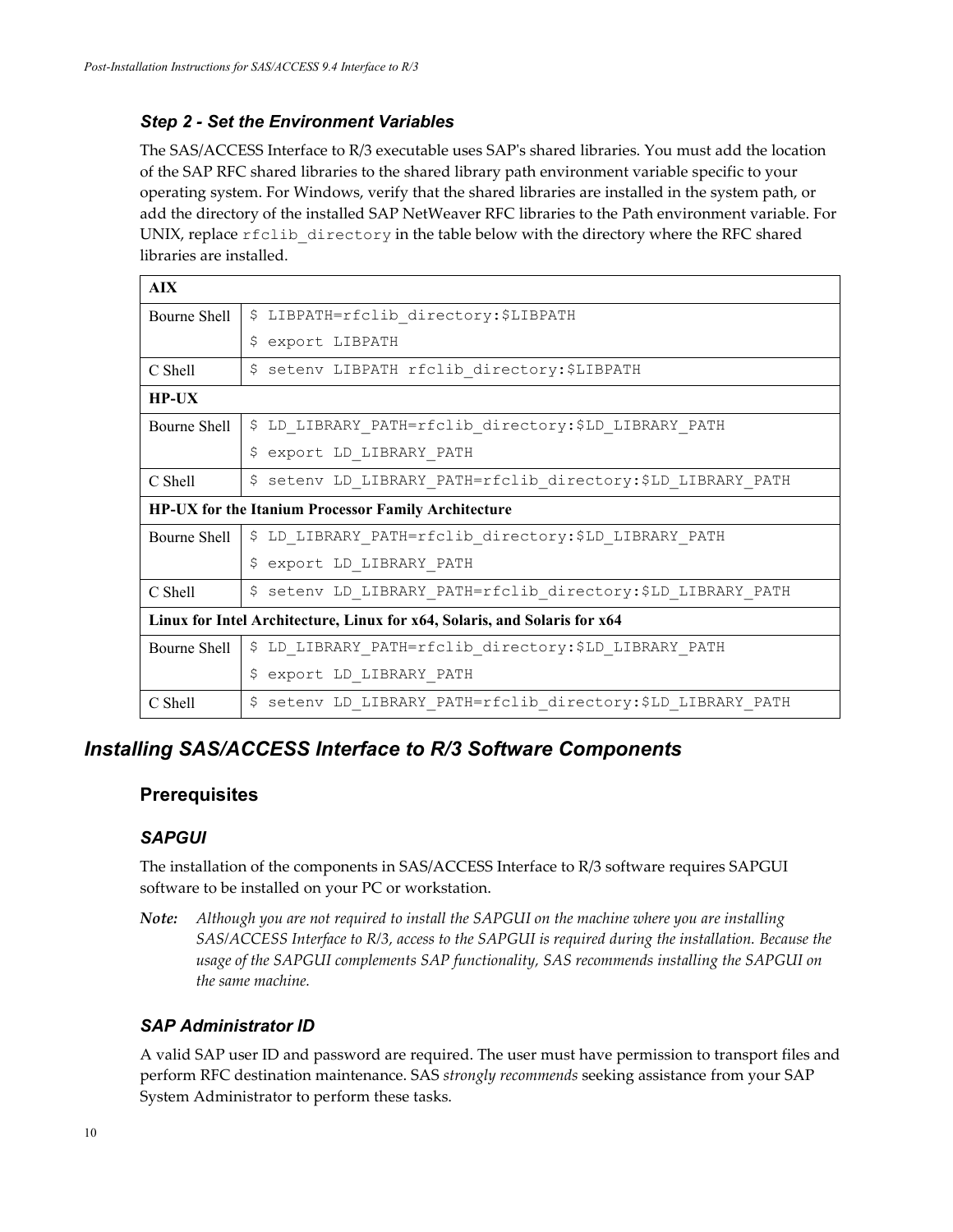### *Step 2 - Set the Environment Variables*

The SAS/ACCESS Interface to R/3 executable uses SAP's shared libraries. You must add the location of the SAP RFC shared libraries to the shared library path environment variable specific to your operating system. For Windows, verify that the shared libraries are installed in the system path, or add the directory of the installed SAP NetWeaver RFC libraries to the Path environment variable. For UNIX, replace `rfclib_directory` in the table below with the directory where the RFC shared libraries are installed.

| **AIX** | |
|---|---|
| Bourne Shell | `$ LIBPATH=rfclib_directory:$LIBPATH`<br>`$ export LIBPATH` |
| C Shell | `$ setenv LIBPATH rfclib_directory:$LIBPATH` |
| **HP-UX** | |
| Bourne Shell | `$ LD_LIBRARY_PATH=rfclib_directory:$LD_LIBRARY_PATH`<br>`$ export LD_LIBRARY_PATH` |
| C Shell | `$ setenv LD_LIBRARY_PATH=rfclib_directory:$LD_LIBRARY_PATH` |
| **HP-UX for the Itanium Processor Family Architecture** | |
| Bourne Shell | `$ LD_LIBRARY_PATH=rfclib_directory:$LD_LIBRARY_PATH`<br>`$ export LD_LIBRARY_PATH` |
| C Shell | `$ setenv LD_LIBRARY_PATH=rfclib_directory:$LD_LIBRARY_PATH` |
| **Linux for Intel Architecture, Linux for x64, Solaris, and Solaris for x64** | |
| Bourne Shell | `$ LD_LIBRARY_PATH=rfclib_directory:$LD_LIBRARY_PATH`<br>`$ export LD_LIBRARY_PATH` |
| C Shell | `$ setenv LD_LIBRARY_PATH=rfclib_directory:$LD_LIBRARY_PATH` |

## *Installing SAS/ACCESS Interface to R/3 Software Components*

### Prerequisites

#### *SAPGUI*

The installation of the components in SAS/ACCESS Interface to R/3 software requires SAPGUI software to be installed on your PC or workstation.

***Note:*** *Although you are not required to install the SAPGUI on the machine where you are installing SAS/ACCESS Interface to R/3, access to the SAPGUI is required during the installation. Because the usage of the SAPGUI complements SAP functionality, SAS recommends installing the SAPGUI on the same machine.*

#### *SAP Administrator ID*

A valid SAP user ID and password are required. The user must have permission to transport files and perform RFC destination maintenance. SAS *strongly recommends* seeking assistance from your SAP System Administrator to perform these tasks.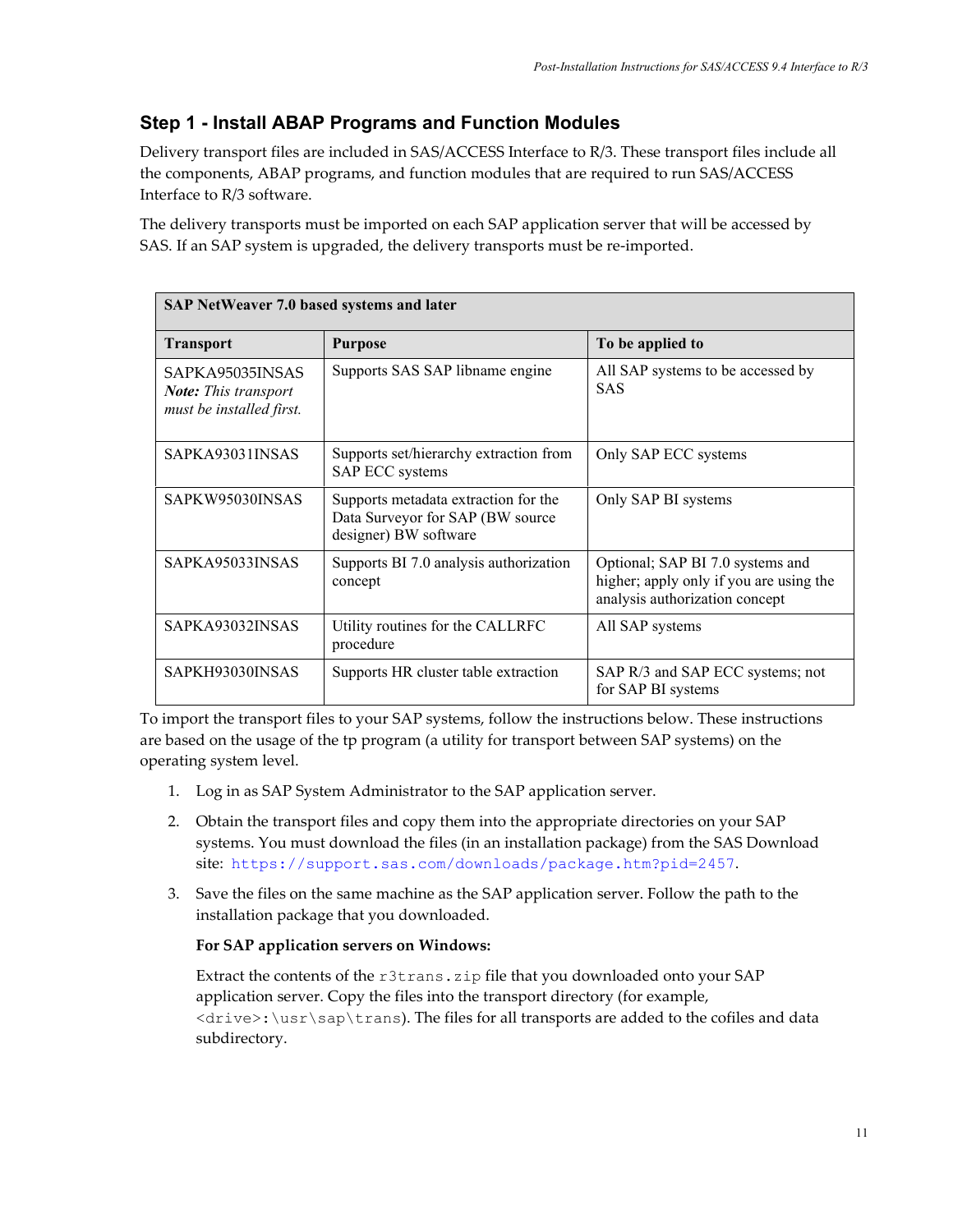## Step 1 - Install ABAP Programs and Function Modules

Delivery transport files are included in SAS/ACCESS Interface to R/3. These transport files include all the components, ABAP programs, and function modules that are required to run SAS/ACCESS Interface to R/3 software.

The delivery transports must be imported on each SAP application server that will be accessed by SAS. If an SAP system is upgraded, the delivery transports must be re-imported.

| **SAP NetWeaver 7.0 based systems and later** | | |
|---|---|---|
| **Transport** | **Purpose** | **To be applied to** |
| SAPKA95035INSAS *Note: This transport must be installed first.* | Supports SAS SAP libname engine | All SAP systems to be accessed by SAS |
| SAPKA93031INSAS | Supports set/hierarchy extraction from SAP ECC systems | Only SAP ECC systems |
| SAPKW95030INSAS | Supports metadata extraction for the Data Surveyor for SAP (BW source designer) BW software | Only SAP BI systems |
| SAPKA95033INSAS | Supports BI 7.0 analysis authorization concept | Optional; SAP BI 7.0 systems and higher; apply only if you are using the analysis authorization concept |
| SAPKA93032INSAS | Utility routines for the CALLRFC procedure | All SAP systems |
| SAPKH93030INSAS | Supports HR cluster table extraction | SAP R/3 and SAP ECC systems; not for SAP BI systems |

To import the transport files to your SAP systems, follow the instructions below. These instructions are based on the usage of the tp program (a utility for transport between SAP systems) on the operating system level.

1. Log in as SAP System Administrator to the SAP application server.

2. Obtain the transport files and copy them into the appropriate directories on your SAP systems. You must download the files (in an installation package) from the SAS Download site: https://support.sas.com/downloads/package.htm?pid=2457.

3. Save the files on the same machine as the SAP application server. Follow the path to the installation package that you downloaded.

   **For SAP application servers on Windows:**

   Extract the contents of the `r3trans.zip` file that you downloaded onto your SAP application server. Copy the files into the transport directory (for example, `<drive>:\usr\sap\trans`). The files for all transports are added to the cofiles and data subdirectory.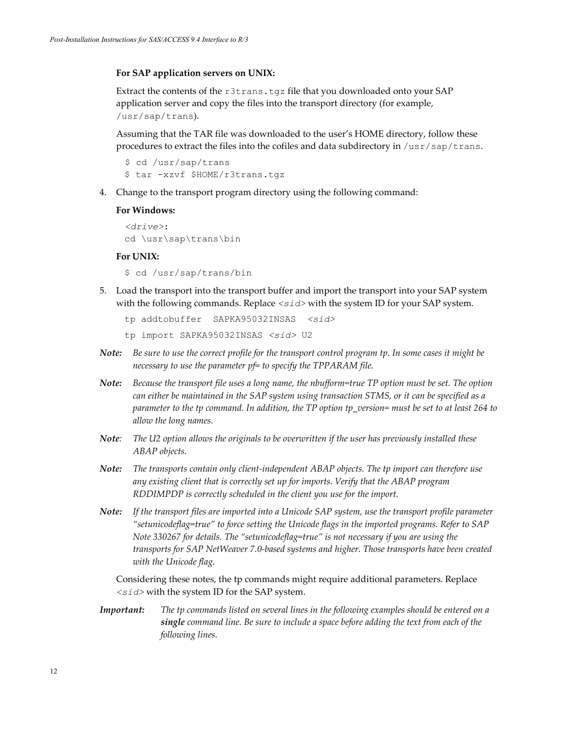**For SAP application servers on UNIX:**

Extract the contents of the `r3trans.tgz` file that you downloaded onto your SAP application server and copy the files into the transport directory (for example, `/usr/sap/trans`).

Assuming that the TAR file was downloaded to the user's HOME directory, follow these procedures to extract the files into the cofiles and data subdirectory in `/usr/sap/trans`.

```
$ cd /usr/sap/trans
$ tar -xzvf $HOME/r3trans.tgz
```

4. Change to the transport program directory using the following command:

   **For Windows:**

   ```
   <drive>:
   cd \usr\sap\trans\bin
   ```

   **For UNIX:**

   ```
   $ cd /usr/sap/trans/bin
   ```

5. Load the transport into the transport buffer and import the transport into your SAP system with the following commands. Replace `<sid>` with the system ID for your SAP system.

   ```
   tp addtobuffer  SAPKA95032INSAS  <sid>
   tp import SAPKA95032INSAS <sid> U2
   ```

***Note:*** *Be sure to use the correct profile for the transport control program tp. In some cases it might be necessary to use the parameter pf= to specify the TPPARAM file.*

***Note:*** *Because the transport file uses a long name, the nbufform=true TP option must be set. The option can either be maintained in the SAP system using transaction STMS, or it can be specified as a parameter to the tp command. In addition, the TP option tp_version= must be set to at least 264 to allow the long names.*

***Note:*** *The U2 option allows the originals to be overwritten if the user has previously installed these ABAP objects.*

***Note:*** *The transports contain only client-independent ABAP objects. The tp import can therefore use any existing client that is correctly set up for imports. Verify that the ABAP program RDDIMPDP is correctly scheduled in the client you use for the import.*

***Note:*** *If the transport files are imported into a Unicode SAP system, use the transport profile parameter "setunicodeflag=true" to force setting the Unicode flags in the imported programs. Refer to SAP Note 330267 for details. The "setunicodeflag=true" is not necessary if you are using the transports for SAP NetWeaver 7.0-based systems and higher. Those transports have been created with the Unicode flag.*

Considering these notes, the tp commands might require additional parameters. Replace `<sid>` with the system ID for the SAP system.

***Important:*** *The tp commands listed on several lines in the following examples should be entered on a **single** command line. Be sure to include a space before adding the text from each of the following lines.*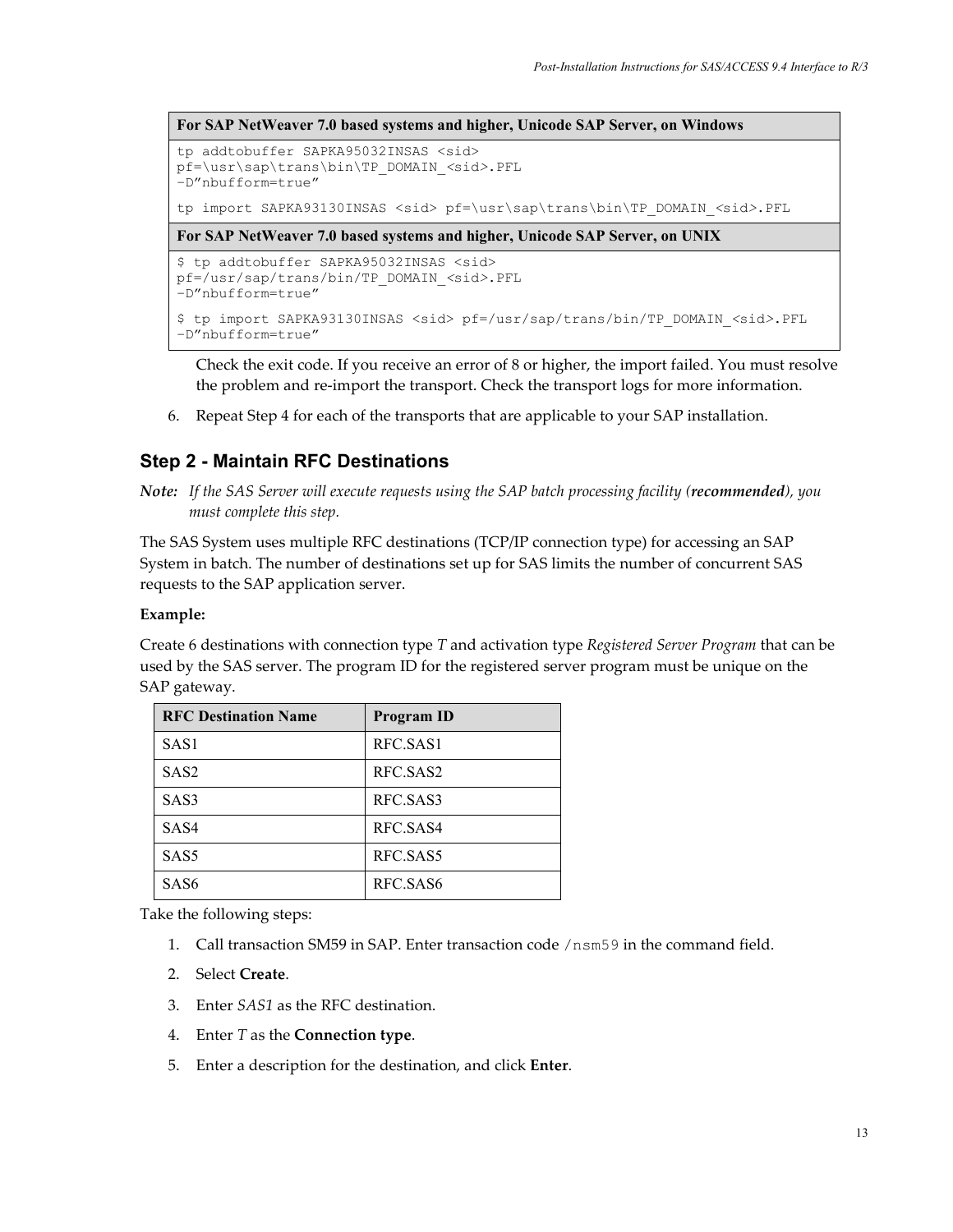**For SAP NetWeaver 7.0 based systems and higher, Unicode SAP Server, on Windows**

```
tp addtobuffer SAPKA95032INSAS <sid>
pf=\usr\sap\trans\bin\TP_DOMAIN_<sid>.PFL
-D"nbufform=true"

tp import SAPKA93130INSAS <sid> pf=\usr\sap\trans\bin\TP_DOMAIN_<sid>.PFL
```

**For SAP NetWeaver 7.0 based systems and higher, Unicode SAP Server, on UNIX**

```
$ tp addtobuffer SAPKA95032INSAS <sid>
pf=/usr/sap/trans/bin/TP_DOMAIN_<sid>.PFL
-D"nbufform=true"

$ tp import SAPKA93130INSAS <sid> pf=/usr/sap/trans/bin/TP_DOMAIN_<sid>.PFL
-D"nbufform=true"
```

Check the exit code. If you receive an error of 8 or higher, the import failed. You must resolve the problem and re-import the transport. Check the transport logs for more information.

6. Repeat Step 4 for each of the transports that are applicable to your SAP installation.

## Step 2 - Maintain RFC Destinations

***Note:*** *If the SAS Server will execute requests using the SAP batch processing facility (**recommended**), you must complete this step.*

The SAS System uses multiple RFC destinations (TCP/IP connection type) for accessing an SAP System in batch. The number of destinations set up for SAS limits the number of concurrent SAS requests to the SAP application server.

**Example:**

Create 6 destinations with connection type *T* and activation type *Registered Server Program* that can be used by the SAS server. The program ID for the registered server program must be unique on the SAP gateway.

| RFC Destination Name | Program ID |
|---|---|
| SAS1 | RFC.SAS1 |
| SAS2 | RFC.SAS2 |
| SAS3 | RFC.SAS3 |
| SAS4 | RFC.SAS4 |
| SAS5 | RFC.SAS5 |
| SAS6 | RFC.SAS6 |

Take the following steps:

1. Call transaction SM59 in SAP. Enter transaction code `/nsm59` in the command field.
2. Select **Create**.
3. Enter *SAS1* as the RFC destination.
4. Enter *T* as the **Connection type**.
5. Enter a description for the destination, and click **Enter**.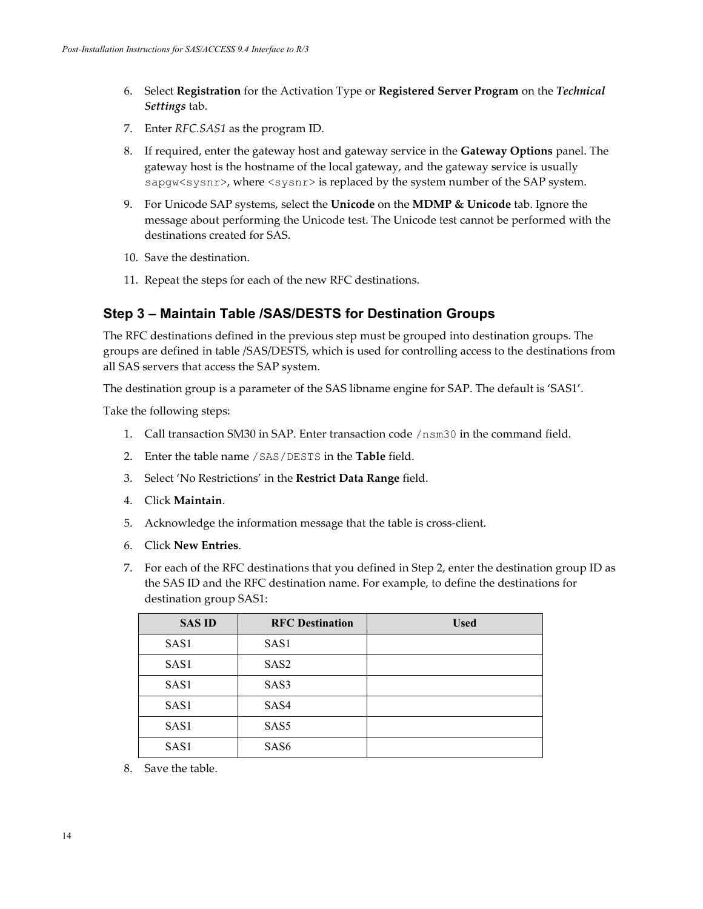6. Select **Registration** for the Activation Type or **Registered Server Program** on the ***Technical Settings*** tab.
7. Enter *RFC.SAS1* as the program ID.
8. If required, enter the gateway host and gateway service in the **Gateway Options** panel. The gateway host is the hostname of the local gateway, and the gateway service is usually `sapgw<sysnr>`, where `<sysnr>` is replaced by the system number of the SAP system.
9. For Unicode SAP systems, select the **Unicode** on the **MDMP & Unicode** tab. Ignore the message about performing the Unicode test. The Unicode test cannot be performed with the destinations created for SAS.
10. Save the destination.
11. Repeat the steps for each of the new RFC destinations.

## Step 3 – Maintain Table /SAS/DESTS for Destination Groups

The RFC destinations defined in the previous step must be grouped into destination groups. The groups are defined in table /SAS/DESTS, which is used for controlling access to the destinations from all SAS servers that access the SAP system.

The destination group is a parameter of the SAS libname engine for SAP. The default is 'SAS1'.

Take the following steps:

1. Call transaction SM30 in SAP. Enter transaction code `/nsm30` in the command field.
2. Enter the table name `/SAS/DESTS` in the **Table** field.
3. Select 'No Restrictions' in the **Restrict Data Range** field.
4. Click **Maintain**.
5. Acknowledge the information message that the table is cross-client.
6. Click **New Entries**.
7. For each of the RFC destinations that you defined in Step 2, enter the destination group ID as the SAS ID and the RFC destination name. For example, to define the destinations for destination group SAS1:

| SAS ID | RFC Destination | Used |
|---|---|---|
| SAS1 | SAS1 | |
| SAS1 | SAS2 | |
| SAS1 | SAS3 | |
| SAS1 | SAS4 | |
| SAS1 | SAS5 | |
| SAS1 | SAS6 | |

8. Save the table.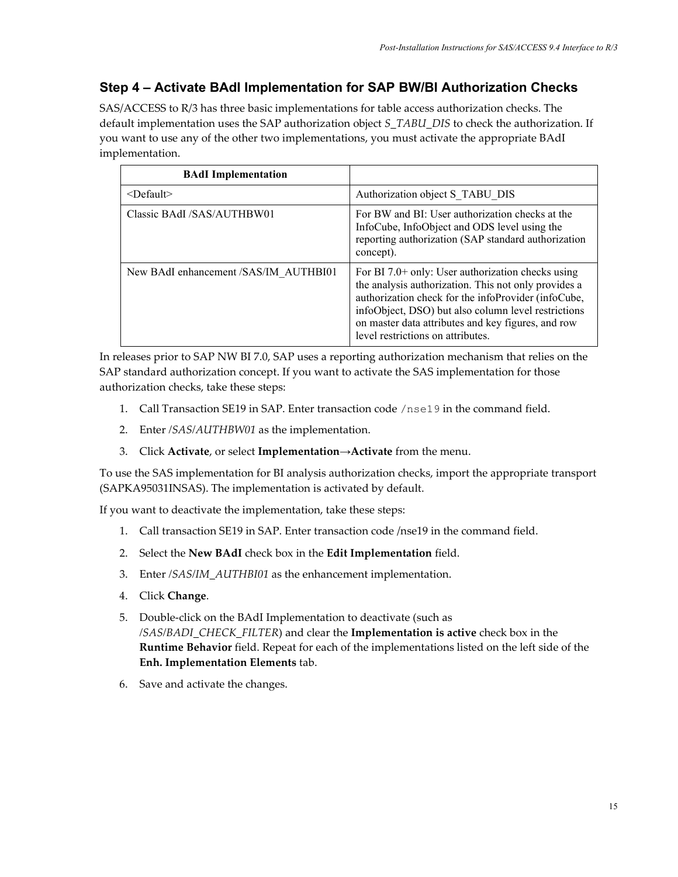## Step 4 – Activate BAdI Implementation for SAP BW/BI Authorization Checks

SAS/ACCESS to R/3 has three basic implementations for table access authorization checks. The default implementation uses the SAP authorization object *S_TABU_DIS* to check the authorization. If you want to use any of the other two implementations, you must activate the appropriate BAdI implementation.

| BAdI Implementation | |
|---|---|
| <Default> | Authorization object S_TABU_DIS |
| Classic BAdI /SAS/AUTHBW01 | For BW and BI: User authorization checks at the InfoCube, InfoObject and ODS level using the reporting authorization (SAP standard authorization concept). |
| New BAdI enhancement /SAS/IM_AUTHBI01 | For BI 7.0+ only: User authorization checks using the analysis authorization. This not only provides a authorization check for the infoProvider (infoCube, infoObject, DSO) but also column level restrictions on master data attributes and key figures, and row level restrictions on attributes. |

In releases prior to SAP NW BI 7.0, SAP uses a reporting authorization mechanism that relies on the SAP standard authorization concept. If you want to activate the SAS implementation for those authorization checks, take these steps:

1. Call Transaction SE19 in SAP. Enter transaction code `/nse19` in the command field.
2. Enter */SAS/AUTHBW01* as the implementation.
3. Click **Activate**, or select **Implementation→Activate** from the menu.

To use the SAS implementation for BI analysis authorization checks, import the appropriate transport (SAPKA95031INSAS). The implementation is activated by default.

If you want to deactivate the implementation, take these steps:

1. Call transaction SE19 in SAP. Enter transaction code /nse19 in the command field.
2. Select the **New BAdI** check box in the **Edit Implementation** field.
3. Enter */SAS/IM_AUTHBI01* as the enhancement implementation.
4. Click **Change**.
5. Double-click on the BAdI Implementation to deactivate (such as */SAS/BADI_CHECK_FILTER*) and clear the **Implementation is active** check box in the **Runtime Behavior** field. Repeat for each of the implementations listed on the left side of the **Enh. Implementation Elements** tab.
6. Save and activate the changes.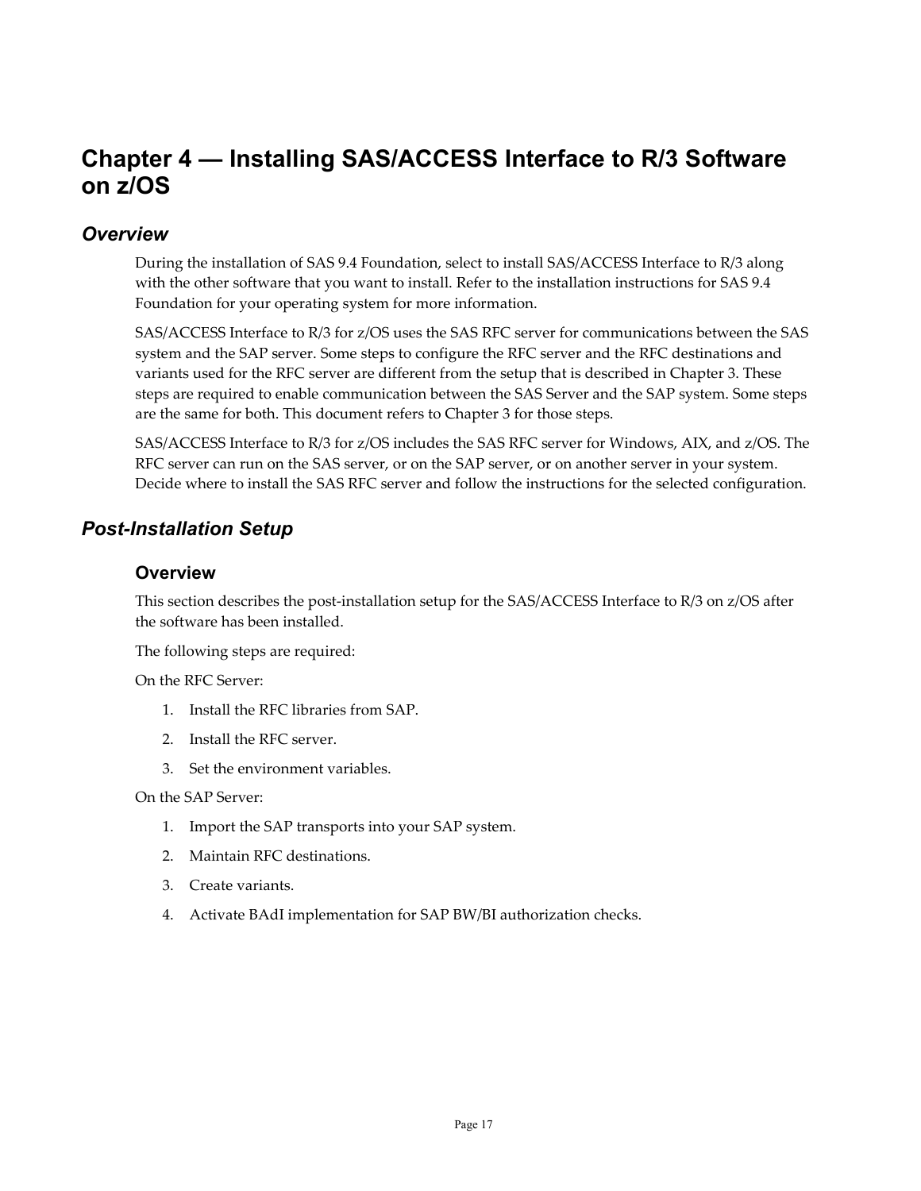# Chapter 4 — Installing SAS/ACCESS Interface to R/3 Software on z/OS

## *Overview*

During the installation of SAS 9.4 Foundation, select to install SAS/ACCESS Interface to R/3 along with the other software that you want to install. Refer to the installation instructions for SAS 9.4 Foundation for your operating system for more information.

SAS/ACCESS Interface to R/3 for z/OS uses the SAS RFC server for communications between the SAS system and the SAP server. Some steps to configure the RFC server and the RFC destinations and variants used for the RFC server are different from the setup that is described in Chapter 3. These steps are required to enable communication between the SAS Server and the SAP system. Some steps are the same for both. This document refers to Chapter 3 for those steps.

SAS/ACCESS Interface to R/3 for z/OS includes the SAS RFC server for Windows, AIX, and z/OS. The RFC server can run on the SAS server, or on the SAP server, or on another server in your system. Decide where to install the SAS RFC server and follow the instructions for the selected configuration.

## *Post-Installation Setup*

### Overview

This section describes the post-installation setup for the SAS/ACCESS Interface to R/3 on z/OS after the software has been installed.

The following steps are required:

On the RFC Server:

1. Install the RFC libraries from SAP.
2. Install the RFC server.
3. Set the environment variables.

On the SAP Server:

1. Import the SAP transports into your SAP system.
2. Maintain RFC destinations.
3. Create variants.
4. Activate BAdI implementation for SAP BW/BI authorization checks.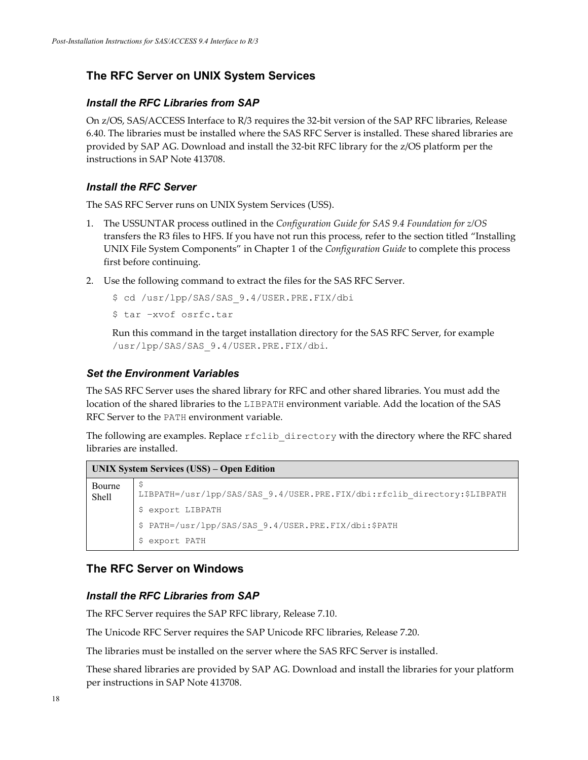## The RFC Server on UNIX System Services

### Install the RFC Libraries from SAP

On z/OS, SAS/ACCESS Interface to R/3 requires the 32-bit version of the SAP RFC libraries, Release 6.40. The libraries must be installed where the SAS RFC Server is installed. These shared libraries are provided by SAP AG. Download and install the 32-bit RFC library for the z/OS platform per the instructions in SAP Note 413708.

### Install the RFC Server

The SAS RFC Server runs on UNIX System Services (USS).

1. The USSUNTAR process outlined in the *Configuration Guide for SAS 9.4 Foundation for z/OS* transfers the R3 files to HFS. If you have not run this process, refer to the section titled "Installing UNIX File System Components" in Chapter 1 of the *Configuration Guide* to complete this process first before continuing.

2. Use the following command to extract the files for the SAS RFC Server.

   ```
   $ cd /usr/lpp/SAS/SAS_9.4/USER.PRE.FIX/dbi
   $ tar –xvof osrfc.tar
   ```

   Run this command in the target installation directory for the SAS RFC Server, for example `/usr/lpp/SAS/SAS_9.4/USER.PRE.FIX/dbi`.

### Set the Environment Variables

The SAS RFC Server uses the shared library for RFC and other shared libraries. You must add the location of the shared libraries to the `LIBPATH` environment variable. Add the location of the SAS RFC Server to the `PATH` environment variable.

The following are examples. Replace `rfclib_directory` with the directory where the RFC shared libraries are installed.

| UNIX System Services (USS) – Open Edition | |
|---|---|
| Bourne Shell | `$ LIBPATH=/usr/lpp/SAS/SAS_9.4/USER.PRE.FIX/dbi:rfclib_directory:$LIBPATH`<br>`$ export LIBPATH`<br>`$ PATH=/usr/lpp/SAS/SAS_9.4/USER.PRE.FIX/dbi:$PATH`<br>`$ export PATH` |

## The RFC Server on Windows

### Install the RFC Libraries from SAP

The RFC Server requires the SAP RFC library, Release 7.10.

The Unicode RFC Server requires the SAP Unicode RFC libraries, Release 7.20.

The libraries must be installed on the server where the SAS RFC Server is installed.

These shared libraries are provided by SAP AG. Download and install the libraries for your platform per instructions in SAP Note 413708.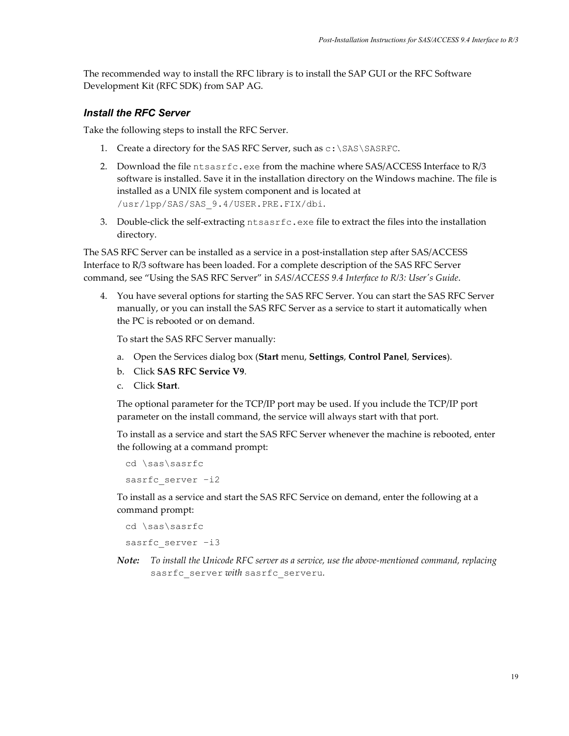The recommended way to install the RFC library is to install the SAP GUI or the RFC Software Development Kit (RFC SDK) from SAP AG.

### *Install the RFC Server*

Take the following steps to install the RFC Server.

1. Create a directory for the SAS RFC Server, such as `c:\SAS\SASRFC`.
2. Download the file `ntsasrfc.exe` from the machine where SAS/ACCESS Interface to R/3 software is installed. Save it in the installation directory on the Windows machine. The file is installed as a UNIX file system component and is located at `/usr/lpp/SAS/SAS_9.4/USER.PRE.FIX/dbi`.
3. Double-click the self-extracting `ntsasrfc.exe` file to extract the files into the installation directory.

The SAS RFC Server can be installed as a service in a post-installation step after SAS/ACCESS Interface to R/3 software has been loaded. For a complete description of the SAS RFC Server command, see "Using the SAS RFC Server" in *SAS/ACCESS 9.4 Interface to R/3: User's Guide*.

4. You have several options for starting the SAS RFC Server. You can start the SAS RFC Server manually, or you can install the SAS RFC Server as a service to start it automatically when the PC is rebooted or on demand.

   To start the SAS RFC Server manually:

   a. Open the Services dialog box (**Start** menu, **Settings**, **Control Panel**, **Services**).
   b. Click **SAS RFC Service V9**.
   c. Click **Start**.

   The optional parameter for the TCP/IP port may be used. If you include the TCP/IP port parameter on the install command, the service will always start with that port.

   To install as a service and start the SAS RFC Server whenever the machine is rebooted, enter the following at a command prompt:

   ```
   cd \sas\sasrfc
   sasrfc_server –i2
   ```

   To install as a service and start the SAS RFC Service on demand, enter the following at a command prompt:

   ```
   cd \sas\sasrfc
   sasrfc_server –i3
   ```

   ***Note:*** *To install the Unicode RFC server as a service, use the above-mentioned command, replacing* `sasrfc_server` *with* `sasrfc_serveru`.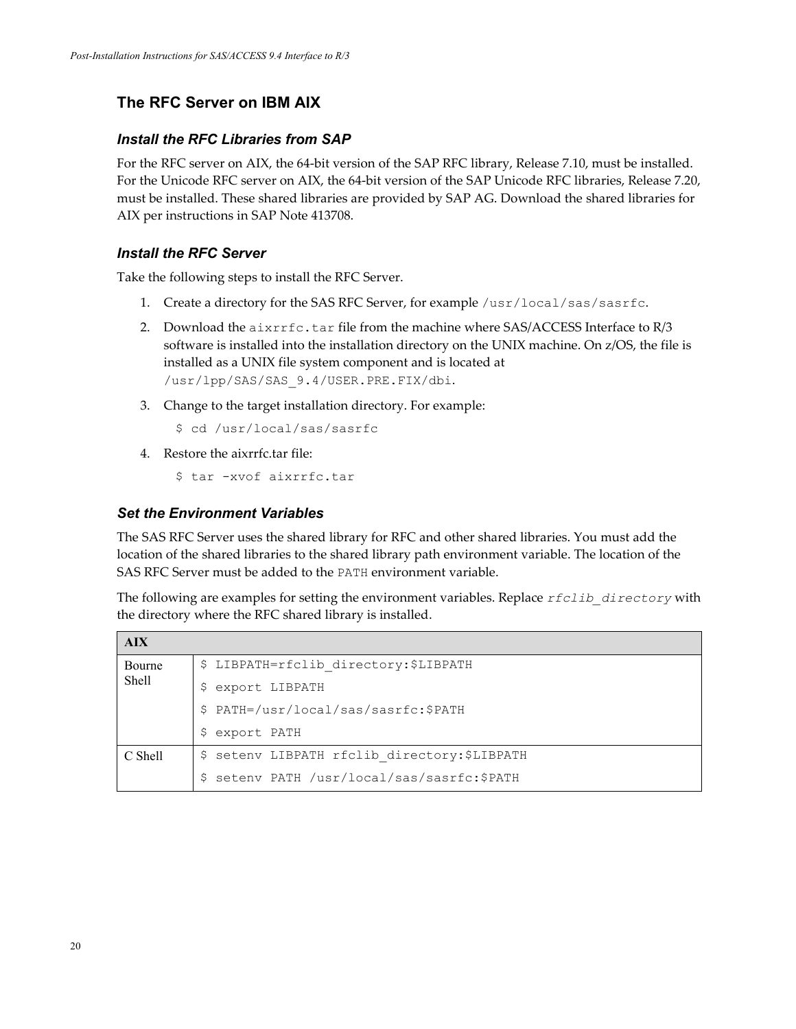## The RFC Server on IBM AIX

### Install the RFC Libraries from SAP

For the RFC server on AIX, the 64-bit version of the SAP RFC library, Release 7.10, must be installed. For the Unicode RFC server on AIX, the 64-bit version of the SAP Unicode RFC libraries, Release 7.20, must be installed. These shared libraries are provided by SAP AG. Download the shared libraries for AIX per instructions in SAP Note 413708.

### Install the RFC Server

Take the following steps to install the RFC Server.

1. Create a directory for the SAS RFC Server, for example `/usr/local/sas/sasrfc`.
2. Download the `aixrrfc.tar` file from the machine where SAS/ACCESS Interface to R/3 software is installed into the installation directory on the UNIX machine. On z/OS, the file is installed as a UNIX file system component and is located at `/usr/lpp/SAS/SAS_9.4/USER.PRE.FIX/dbi`.
3. Change to the target installation directory. For example:

   ```
   $ cd /usr/local/sas/sasrfc
   ```

4. Restore the aixrrfc.tar file:

   ```
   $ tar -xvof aixrrfc.tar
   ```

### Set the Environment Variables

The SAS RFC Server uses the shared library for RFC and other shared libraries. You must add the location of the shared libraries to the shared library path environment variable. The location of the SAS RFC Server must be added to the `PATH` environment variable.

The following are examples for setting the environment variables. Replace *`rfclib_directory`* with the directory where the RFC shared library is installed.

| AIX | |
|---|---|
| Bourne Shell | `$ LIBPATH=rfclib_directory:$LIBPATH`<br>`$ export LIBPATH`<br>`$ PATH=/usr/local/sas/sasrfc:$PATH`<br>`$ export PATH` |
| C Shell | `$ setenv LIBPATH rfclib_directory:$LIBPATH`<br>`$ setenv PATH /usr/local/sas/sasrfc:$PATH` |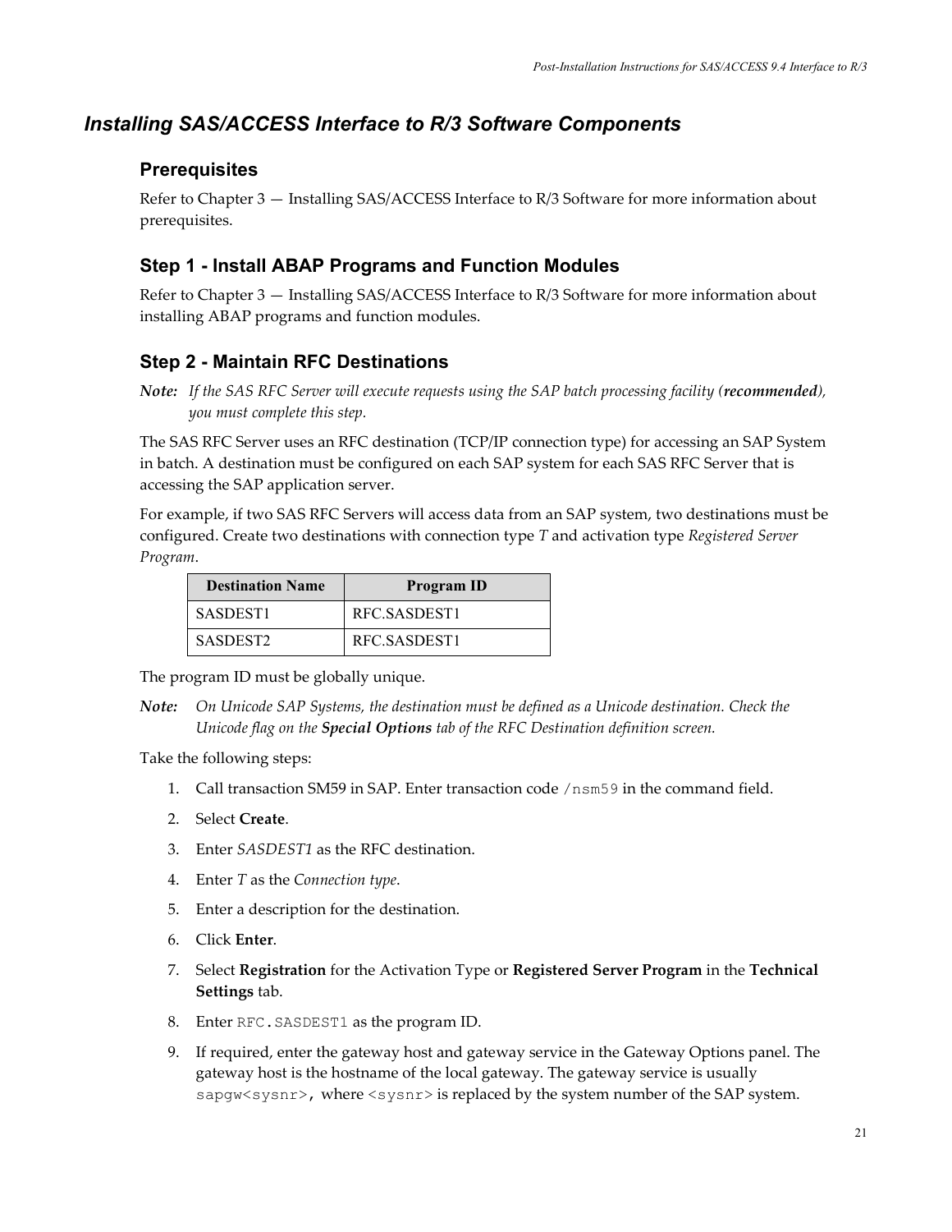## *Installing SAS/ACCESS Interface to R/3 Software Components*

### Prerequisites

Refer to Chapter 3 — Installing SAS/ACCESS Interface to R/3 Software for more information about prerequisites.

### Step 1 - Install ABAP Programs and Function Modules

Refer to Chapter 3 — Installing SAS/ACCESS Interface to R/3 Software for more information about installing ABAP programs and function modules.

### Step 2 - Maintain RFC Destinations

***Note:*** *If the SAS RFC Server will execute requests using the SAP batch processing facility (**recommended**), you must complete this step.*

The SAS RFC Server uses an RFC destination (TCP/IP connection type) for accessing an SAP System in batch. A destination must be configured on each SAP system for each SAS RFC Server that is accessing the SAP application server.

For example, if two SAS RFC Servers will access data from an SAP system, two destinations must be configured. Create two destinations with connection type *T* and activation type *Registered Server Program*.

| Destination Name | Program ID |
| --- | --- |
| SASDEST1 | RFC.SASDEST1 |
| SASDEST2 | RFC.SASDEST1 |

The program ID must be globally unique.

***Note:*** *On Unicode SAP Systems, the destination must be defined as a Unicode destination. Check the Unicode flag on the **Special Options** tab of the RFC Destination definition screen.*

Take the following steps:

1. Call transaction SM59 in SAP. Enter transaction code `/nsm59` in the command field.
2. Select **Create**.
3. Enter *SASDEST1* as the RFC destination.
4. Enter *T* as the *Connection type*.
5. Enter a description for the destination.
6. Click **Enter**.
7. Select **Registration** for the Activation Type or **Registered Server Program** in the **Technical Settings** tab.
8. Enter `RFC.SASDEST1` as the program ID.
9. If required, enter the gateway host and gateway service in the Gateway Options panel. The gateway host is the hostname of the local gateway. The gateway service is usually `sapgw<sysnr>`, where `<sysnr>` is replaced by the system number of the SAP system.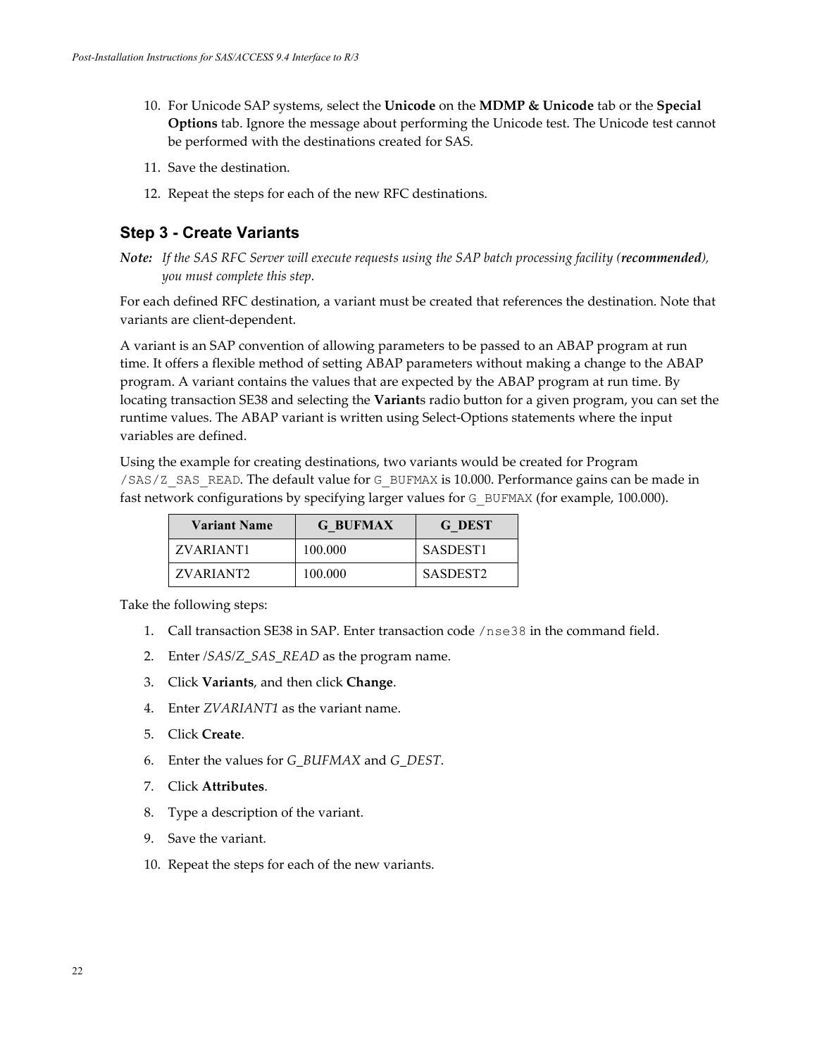10. For Unicode SAP systems, select the **Unicode** on the **MDMP & Unicode** tab or the **Special Options** tab. Ignore the message about performing the Unicode test. The Unicode test cannot be performed with the destinations created for SAS.
11. Save the destination.
12. Repeat the steps for each of the new RFC destinations.

## Step 3 - Create Variants

*Note: If the SAS RFC Server will execute requests using the SAP batch processing facility (**recommended**), you must complete this step.*

For each defined RFC destination, a variant must be created that references the destination. Note that variants are client-dependent.

A variant is an SAP convention of allowing parameters to be passed to an ABAP program at run time. It offers a flexible method of setting ABAP parameters without making a change to the ABAP program. A variant contains the values that are expected by the ABAP program at run time. By locating transaction SE38 and selecting the **Variant**s radio button for a given program, you can set the runtime values. The ABAP variant is written using Select-Options statements where the input variables are defined.

Using the example for creating destinations, two variants would be created for Program `/SAS/Z_SAS_READ`. The default value for `G_BUFMAX` is 10.000. Performance gains can be made in fast network configurations by specifying larger values for `G_BUFMAX` (for example, 100.000).

| Variant Name | G_BUFMAX | G_DEST |
|---|---|---|
| ZVARIANT1 | 100.000 | SASDEST1 |
| ZVARIANT2 | 100.000 | SASDEST2 |

Take the following steps:

1. Call transaction SE38 in SAP. Enter transaction code `/nse38` in the command field.
2. Enter */SAS/Z_SAS_READ* as the program name.
3. Click **Variants**, and then click **Change**.
4. Enter *ZVARIANT1* as the variant name.
5. Click **Create**.
6. Enter the values for *G_BUFMAX* and *G_DEST*.
7. Click **Attributes**.
8. Type a description of the variant.
9. Save the variant.
10. Repeat the steps for each of the new variants.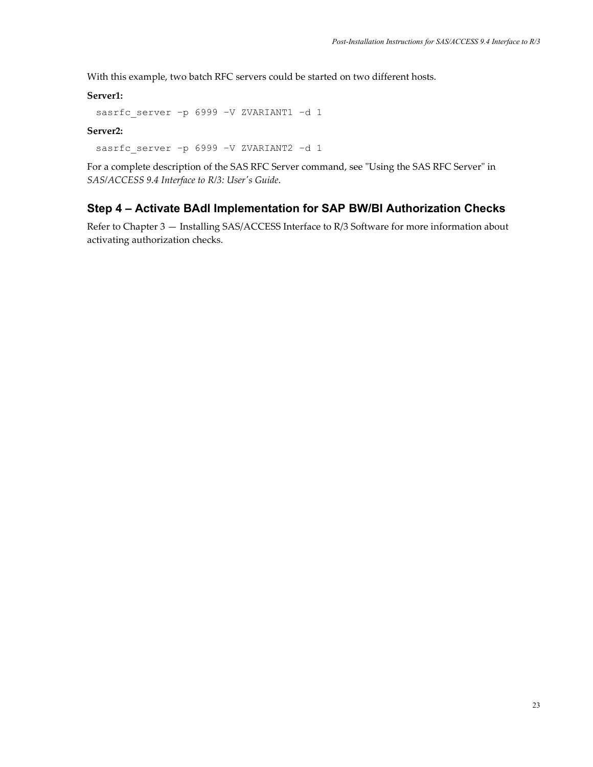With this example, two batch RFC servers could be started on two different hosts.

**Server1:**

```
sasrfc_server -p 6999 -V ZVARIANT1 -d 1
```

**Server2:**

```
sasrfc_server -p 6999 -V ZVARIANT2 -d 1
```

For a complete description of the SAS RFC Server command, see "Using the SAS RFC Server" in *SAS/ACCESS 9.4 Interface to R/3: User's Guide*.

## Step 4 – Activate BAdI Implementation for SAP BW/BI Authorization Checks

Refer to Chapter 3 — Installing SAS/ACCESS Interface to R/3 Software for more information about activating authorization checks.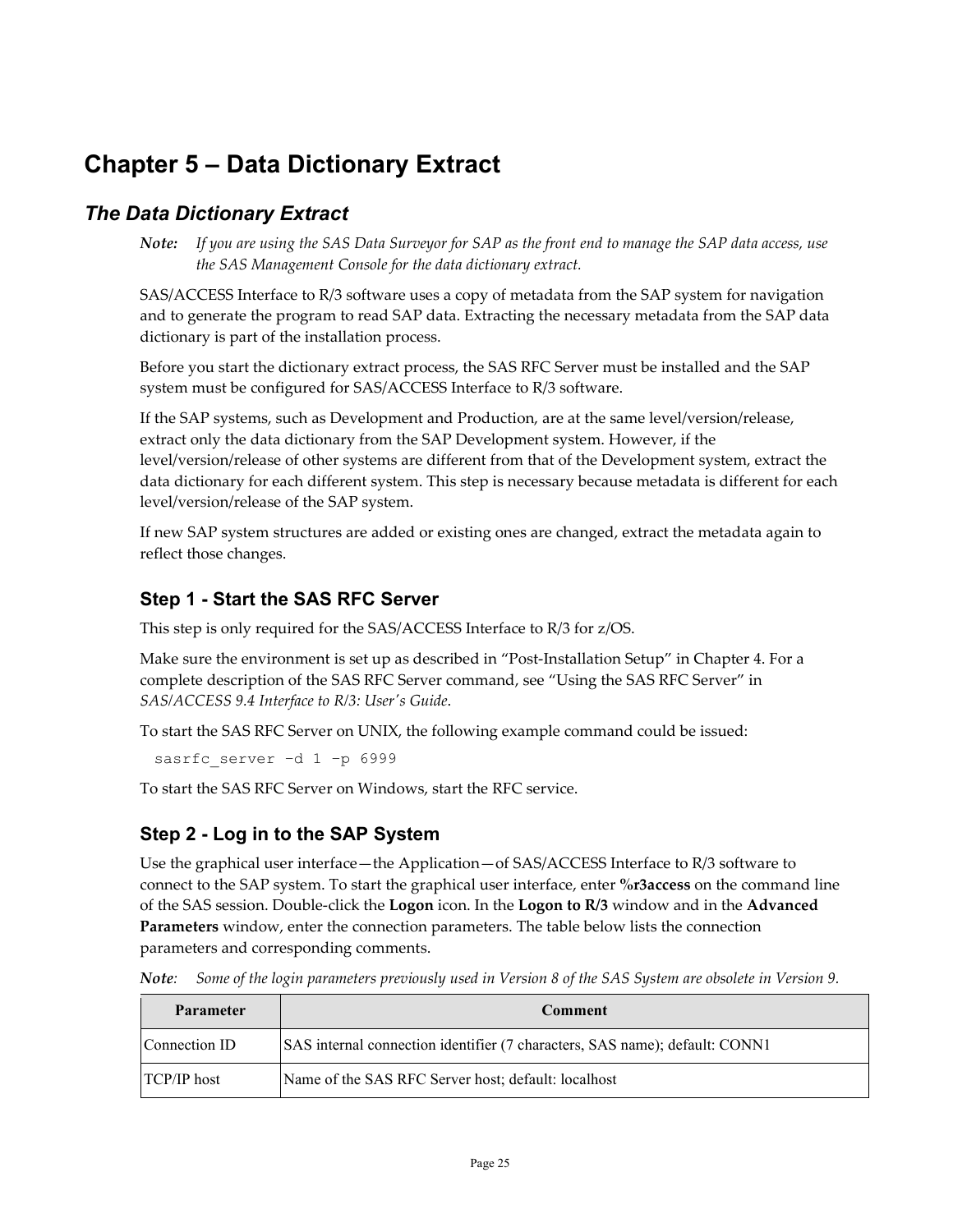# Chapter 5 – Data Dictionary Extract

## The Data Dictionary Extract

***Note:*** *If you are using the SAS Data Surveyor for SAP as the front end to manage the SAP data access, use the SAS Management Console for the data dictionary extract.*

SAS/ACCESS Interface to R/3 software uses a copy of metadata from the SAP system for navigation and to generate the program to read SAP data. Extracting the necessary metadata from the SAP data dictionary is part of the installation process.

Before you start the dictionary extract process, the SAS RFC Server must be installed and the SAP system must be configured for SAS/ACCESS Interface to R/3 software.

If the SAP systems, such as Development and Production, are at the same level/version/release, extract only the data dictionary from the SAP Development system. However, if the level/version/release of other systems are different from that of the Development system, extract the data dictionary for each different system. This step is necessary because metadata is different for each level/version/release of the SAP system.

If new SAP system structures are added or existing ones are changed, extract the metadata again to reflect those changes.

### Step 1 - Start the SAS RFC Server

This step is only required for the SAS/ACCESS Interface to R/3 for z/OS.

Make sure the environment is set up as described in "Post-Installation Setup" in Chapter 4. For a complete description of the SAS RFC Server command, see "Using the SAS RFC Server" in *SAS/ACCESS 9.4 Interface to R/3: User's Guide*.

To start the SAS RFC Server on UNIX, the following example command could be issued:

```
sasrfc_server -d 1 -p 6999
```

To start the SAS RFC Server on Windows, start the RFC service.

### Step 2 - Log in to the SAP System

Use the graphical user interface—the Application—of SAS/ACCESS Interface to R/3 software to connect to the SAP system. To start the graphical user interface, enter **%r3access** on the command line of the SAS session. Double-click the **Logon** icon. In the **Logon to R/3** window and in the **Advanced Parameters** window, enter the connection parameters. The table below lists the connection parameters and corresponding comments.

***Note:*** *Some of the login parameters previously used in Version 8 of the SAS System are obsolete in Version 9.*

| Parameter | Comment |
|---|---|
| Connection ID | SAS internal connection identifier (7 characters, SAS name); default: CONN1 |
| TCP/IP host | Name of the SAS RFC Server host; default: localhost |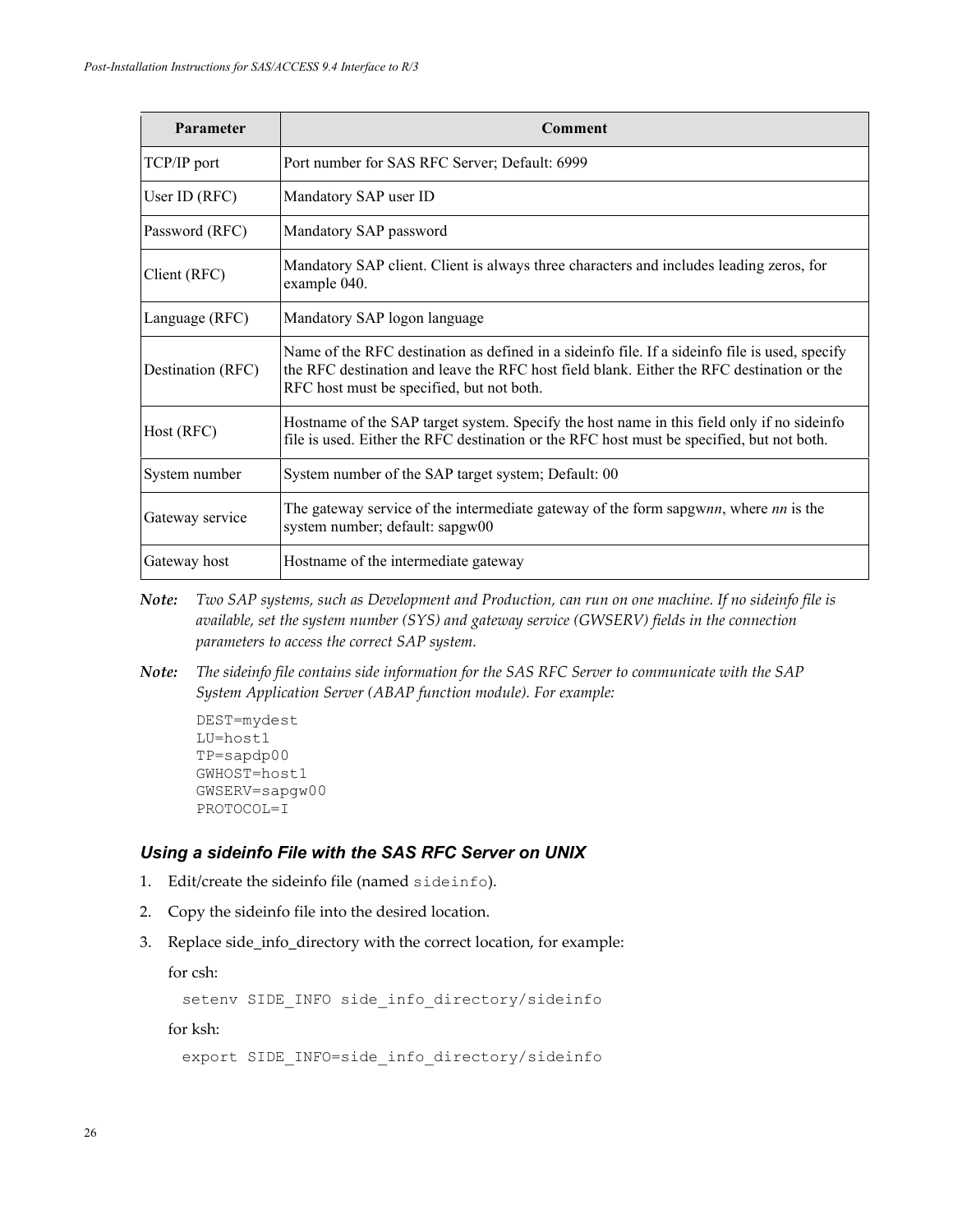| Parameter | Comment |
| --- | --- |
| TCP/IP port | Port number for SAS RFC Server; Default: 6999 |
| User ID (RFC) | Mandatory SAP user ID |
| Password (RFC) | Mandatory SAP password |
| Client (RFC) | Mandatory SAP client. Client is always three characters and includes leading zeros, for example 040. |
| Language (RFC) | Mandatory SAP logon language |
| Destination (RFC) | Name of the RFC destination as defined in a sideinfo file. If a sideinfo file is used, specify the RFC destination and leave the RFC host field blank. Either the RFC destination or the RFC host must be specified, but not both. |
| Host (RFC) | Hostname of the SAP target system. Specify the host name in this field only if no sideinfo file is used. Either the RFC destination or the RFC host must be specified, but not both. |
| System number | System number of the SAP target system; Default: 00 |
| Gateway service | The gateway service of the intermediate gateway of the form sapgw*nn*, where *nn* is the system number; default: sapgw00 |
| Gateway host | Hostname of the intermediate gateway |

***Note:*** *Two SAP systems, such as Development and Production, can run on one machine. If no sideinfo file is available, set the system number (SYS) and gateway service (GWSERV) fields in the connection parameters to access the correct SAP system.*

***Note:*** *The sideinfo file contains side information for the SAS RFC Server to communicate with the SAP System Application Server (ABAP function module). For example:*

```
DEST=mydest
LU=host1
TP=sapdp00
GWHOST=host1
GWSERV=sapgw00
PROTOCOL=I
```

### *Using a sideinfo File with the SAS RFC Server on UNIX*

1. Edit/create the sideinfo file (named `sideinfo`).
2. Copy the sideinfo file into the desired location.
3. Replace side_info_directory with the correct location, for example:

   for csh:

   ```
   setenv SIDE_INFO side_info_directory/sideinfo
   ```

   for ksh:

   ```
   export SIDE_INFO=side_info_directory/sideinfo
   ```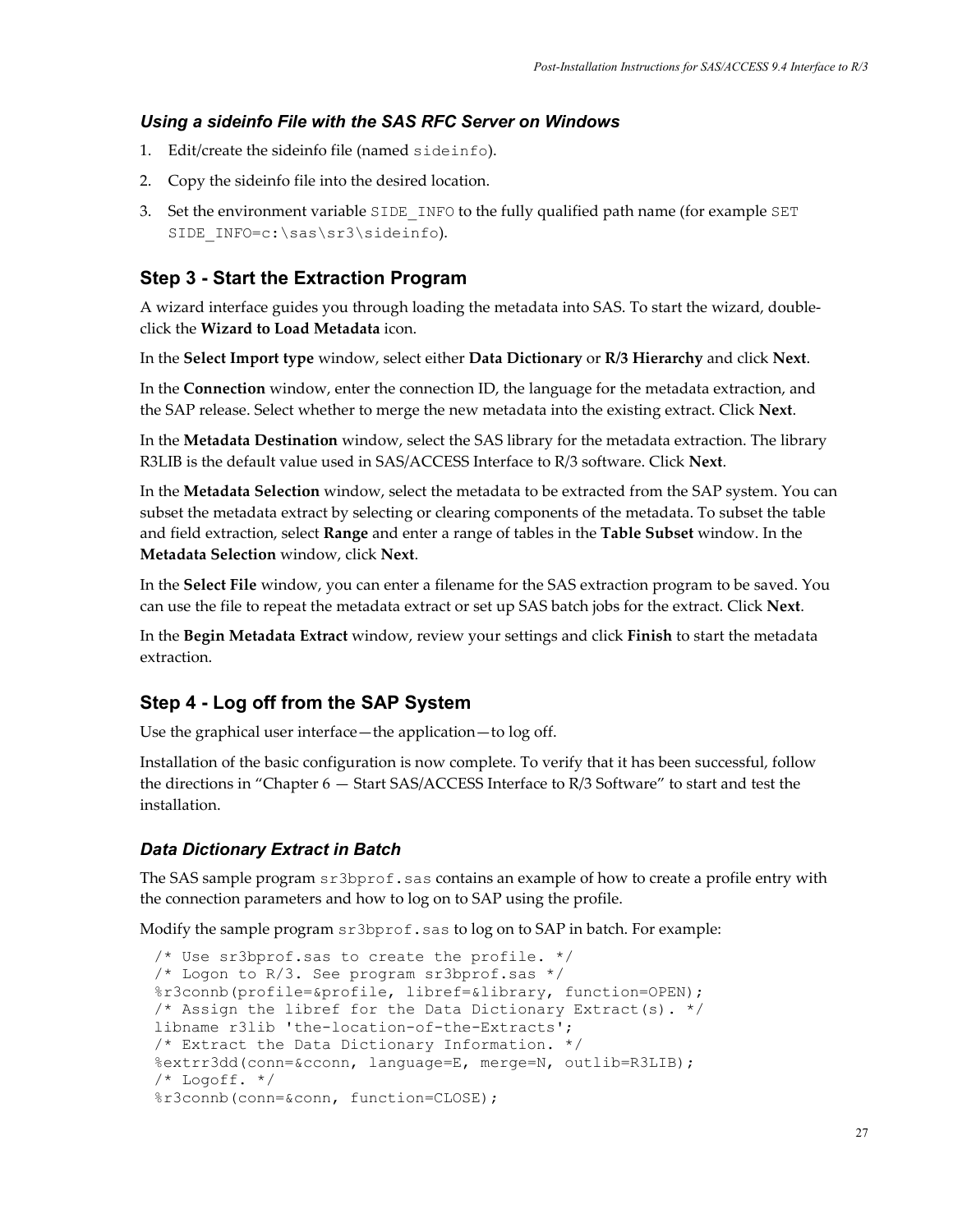### *Using a sideinfo File with the SAS RFC Server on Windows*

1. Edit/create the sideinfo file (named `sideinfo`).
2. Copy the sideinfo file into the desired location.
3. Set the environment variable `SIDE_INFO` to the fully qualified path name (for example `SET SIDE_INFO=c:\sas\sr3\sideinfo`).

## Step 3 - Start the Extraction Program

A wizard interface guides you through loading the metadata into SAS. To start the wizard, double-click the **Wizard to Load Metadata** icon.

In the **Select Import type** window, select either **Data Dictionary** or **R/3 Hierarchy** and click **Next**.

In the **Connection** window, enter the connection ID, the language for the metadata extraction, and the SAP release. Select whether to merge the new metadata into the existing extract. Click **Next**.

In the **Metadata Destination** window, select the SAS library for the metadata extraction. The library R3LIB is the default value used in SAS/ACCESS Interface to R/3 software. Click **Next**.

In the **Metadata Selection** window, select the metadata to be extracted from the SAP system. You can subset the metadata extract by selecting or clearing components of the metadata. To subset the table and field extraction, select **Range** and enter a range of tables in the **Table Subset** window. In the **Metadata Selection** window, click **Next**.

In the **Select File** window, you can enter a filename for the SAS extraction program to be saved. You can use the file to repeat the metadata extract or set up SAS batch jobs for the extract. Click **Next**.

In the **Begin Metadata Extract** window, review your settings and click **Finish** to start the metadata extraction.

## Step 4 - Log off from the SAP System

Use the graphical user interface—the application—to log off.

Installation of the basic configuration is now complete. To verify that it has been successful, follow the directions in "Chapter 6 — Start SAS/ACCESS Interface to R/3 Software" to start and test the installation.

### *Data Dictionary Extract in Batch*

The SAS sample program `sr3bprof.sas` contains an example of how to create a profile entry with the connection parameters and how to log on to SAP using the profile.

Modify the sample program `sr3bprof.sas` to log on to SAP in batch. For example:

```
/* Use sr3bprof.sas to create the profile. */
/* Logon to R/3. See program sr3bprof.sas */
%r3connb(profile=&profile, libref=&library, function=OPEN);
/* Assign the libref for the Data Dictionary Extract(s). */
libname r3lib 'the-location-of-the-Extracts';
/* Extract the Data Dictionary Information. */
%extrr3dd(conn=&cconn, language=E, merge=N, outlib=R3LIB);
/* Logoff. */
%r3connb(conn=&conn, function=CLOSE);
```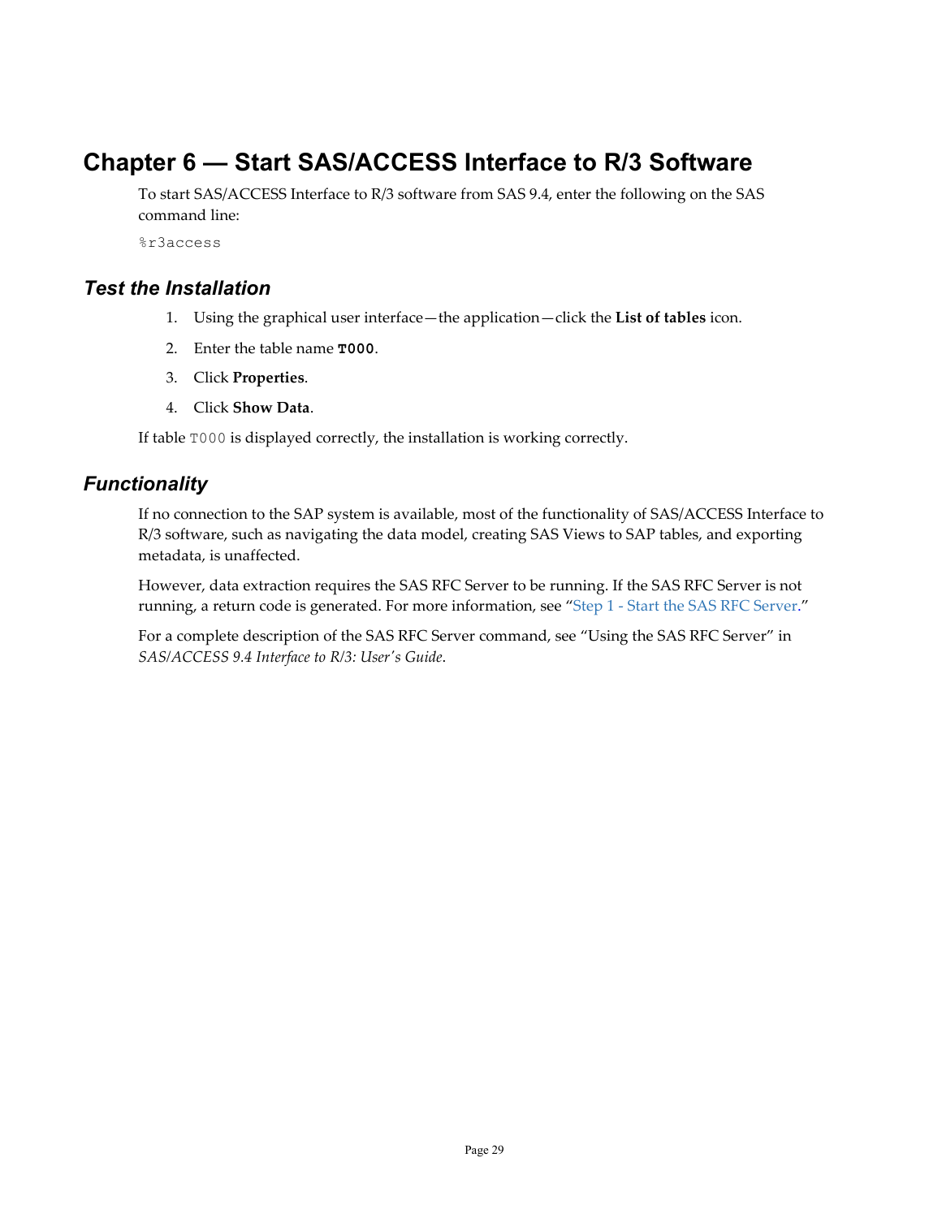# Chapter 6 — Start SAS/ACCESS Interface to R/3 Software

To start SAS/ACCESS Interface to R/3 software from SAS 9.4, enter the following on the SAS command line:

```
%r3access
```

## Test the Installation

1. Using the graphical user interface—the application—click the **List of tables** icon.
2. Enter the table name **T000**.
3. Click **Properties**.
4. Click **Show Data**.

If table `T000` is displayed correctly, the installation is working correctly.

## Functionality

If no connection to the SAP system is available, most of the functionality of SAS/ACCESS Interface to R/3 software, such as navigating the data model, creating SAS Views to SAP tables, and exporting metadata, is unaffected.

However, data extraction requires the SAS RFC Server to be running. If the SAS RFC Server is not running, a return code is generated. For more information, see "Step 1 - Start the SAS RFC Server."

For a complete description of the SAS RFC Server command, see "Using the SAS RFC Server" in *SAS/ACCESS 9.4 Interface to R/3: User's Guide*.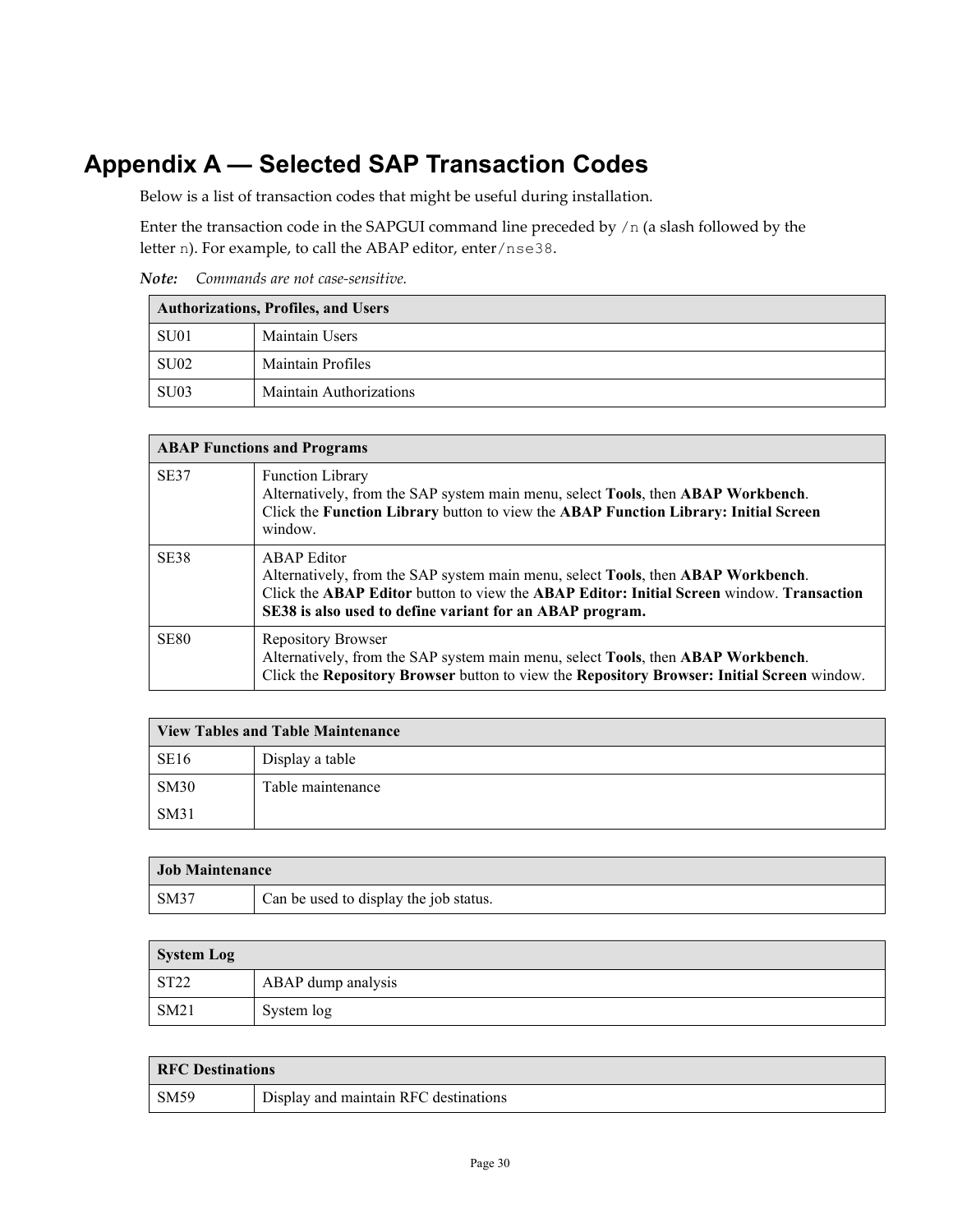# Appendix A — Selected SAP Transaction Codes

Below is a list of transaction codes that might be useful during installation.

Enter the transaction code in the SAPGUI command line preceded by `/n` (a slash followed by the letter `n`). For example, to call the ABAP editor, enter `/nse38`.

***Note:*** *Commands are not case-sensitive.*

| Authorizations, Profiles, and Users | |
|---|---|
| SU01 | Maintain Users |
| SU02 | Maintain Profiles |
| SU03 | Maintain Authorizations |

| ABAP Functions and Programs | |
|---|---|
| SE37 | Function Library<br>Alternatively, from the SAP system main menu, select **Tools**, then **ABAP Workbench**.<br>Click the **Function Library** button to view the **ABAP Function Library: Initial Screen** window. |
| SE38 | ABAP Editor<br>Alternatively, from the SAP system main menu, select **Tools**, then **ABAP Workbench**.<br>Click the **ABAP Editor** button to view the **ABAP Editor: Initial Screen** window. **Transaction SE38 is also used to define variant for an ABAP program.** |
| SE80 | Repository Browser<br>Alternatively, from the SAP system main menu, select **Tools**, then **ABAP Workbench**.<br>Click the **Repository Browser** button to view the **Repository Browser: Initial Screen** window. |

| View Tables and Table Maintenance | |
|---|---|
| SE16 | Display a table |
| SM30<br>SM31 | Table maintenance |

| Job Maintenance | |
|---|---|
| SM37 | Can be used to display the job status. |

| System Log | |
|---|---|
| ST22 | ABAP dump analysis |
| SM21 | System log |

| RFC Destinations | |
|---|---|
| SM59 | Display and maintain RFC destinations |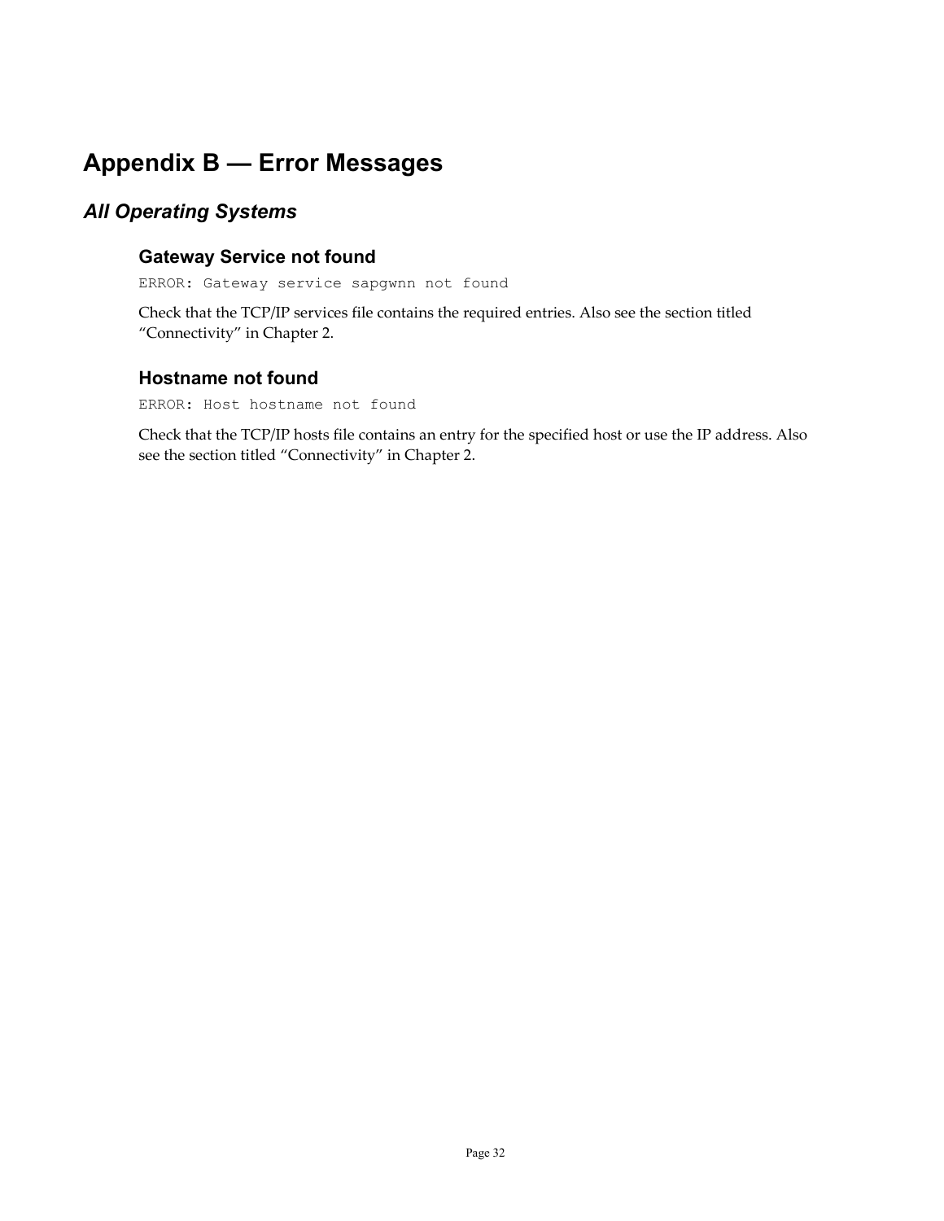# Appendix B — Error Messages

## *All Operating Systems*

### Gateway Service not found

```
ERROR: Gateway service sapgwnn not found
```

Check that the TCP/IP services file contains the required entries. Also see the section titled "Connectivity" in Chapter 2.

### Hostname not found

```
ERROR: Host hostname not found
```

Check that the TCP/IP hosts file contains an entry for the specified host or use the IP address. Also see the section titled "Connectivity" in Chapter 2.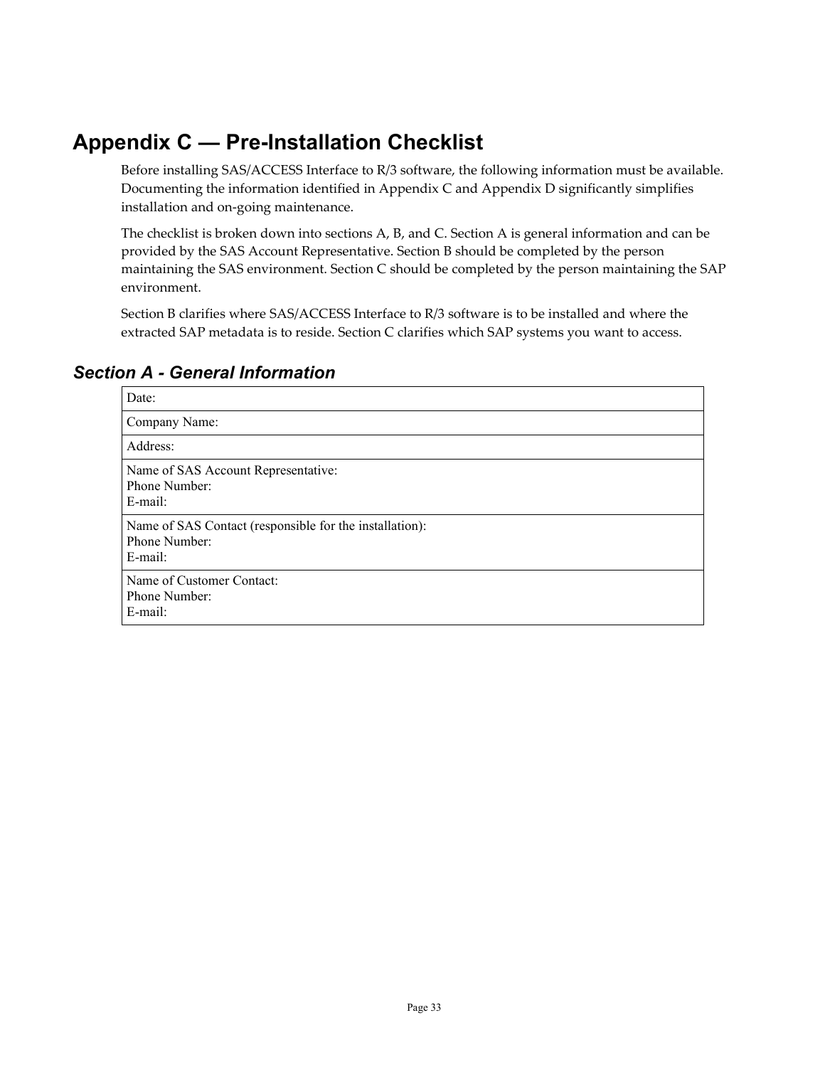# Appendix C — Pre-Installation Checklist

Before installing SAS/ACCESS Interface to R/3 software, the following information must be available. Documenting the information identified in Appendix C and Appendix D significantly simplifies installation and on-going maintenance.

The checklist is broken down into sections A, B, and C. Section A is general information and can be provided by the SAS Account Representative. Section B should be completed by the person maintaining the SAS environment. Section C should be completed by the person maintaining the SAP environment.

Section B clarifies where SAS/ACCESS Interface to R/3 software is to be installed and where the extracted SAP metadata is to reside. Section C clarifies which SAP systems you want to access.

## *Section A - General Information*

| Date: |
|---|
| Company Name: |
| Address: |
| Name of SAS Account Representative:<br>Phone Number:<br>E-mail: |
| Name of SAS Contact (responsible for the installation):<br>Phone Number:<br>E-mail: |
| Name of Customer Contact:<br>Phone Number:<br>E-mail: |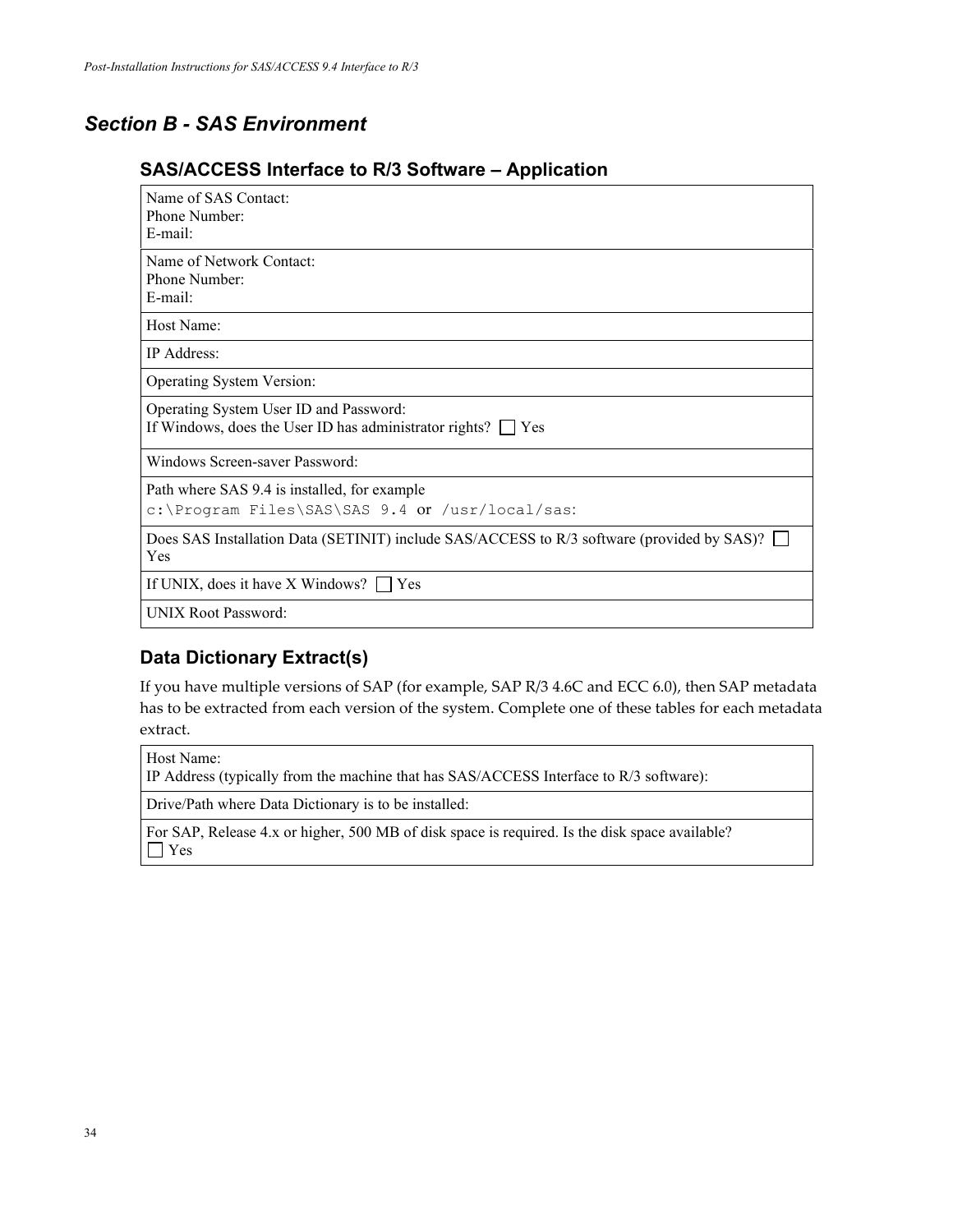## Section B - SAS Environment

### SAS/ACCESS Interface to R/3 Software – Application

| |
|---|
| Name of SAS Contact:<br>Phone Number:<br>E-mail: |
| Name of Network Contact:<br>Phone Number:<br>E-mail: |
| Host Name: |
| IP Address: |
| Operating System Version: |
| Operating System User ID and Password:<br>If Windows, does the User ID has administrator rights? ☐ Yes |
| Windows Screen-saver Password: |
| Path where SAS 9.4 is installed, for example<br>`c:\Program Files\SAS\SAS 9.4` or `/usr/local/sas`: |
| Does SAS Installation Data (SETINIT) include SAS/ACCESS to R/3 software (provided by SAS)? ☐ Yes |
| If UNIX, does it have X Windows? ☐ Yes |
| UNIX Root Password: |

### Data Dictionary Extract(s)

If you have multiple versions of SAP (for example, SAP R/3 4.6C and ECC 6.0), then SAP metadata has to be extracted from each version of the system. Complete one of these tables for each metadata extract.

| |
|---|
| Host Name:<br>IP Address (typically from the machine that has SAS/ACCESS Interface to R/3 software): |
| Drive/Path where Data Dictionary is to be installed: |
| For SAP, Release 4.x or higher, 500 MB of disk space is required. Is the disk space available?<br>☐ Yes |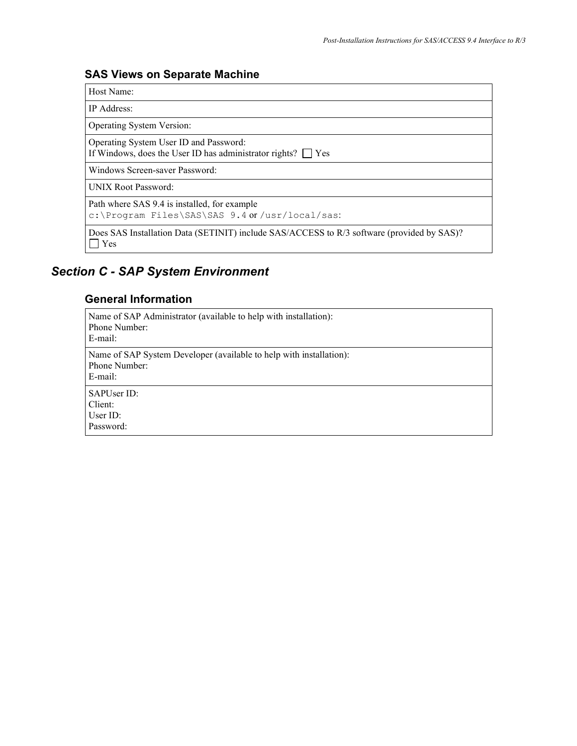### SAS Views on Separate Machine

| Host Name: |
|---|
| IP Address: |
| Operating System Version: |
| Operating System User ID and Password:<br>If Windows, does the User ID has administrator rights? ☐ Yes |
| Windows Screen-saver Password: |
| UNIX Root Password: |
| Path where SAS 9.4 is installed, for example<br>`c:\Program Files\SAS\SAS 9.4` or `/usr/local/sas`: |
| Does SAS Installation Data (SETINIT) include SAS/ACCESS to R/3 software (provided by SAS)?<br>☐ Yes |

## *Section C - SAP System Environment*

### General Information

| Name of SAP Administrator (available to help with installation):<br>Phone Number:<br>E-mail: |
|---|
| Name of SAP System Developer (available to help with installation):<br>Phone Number:<br>E-mail: |
| SAPUser ID:<br>Client:<br>User ID:<br>Password: |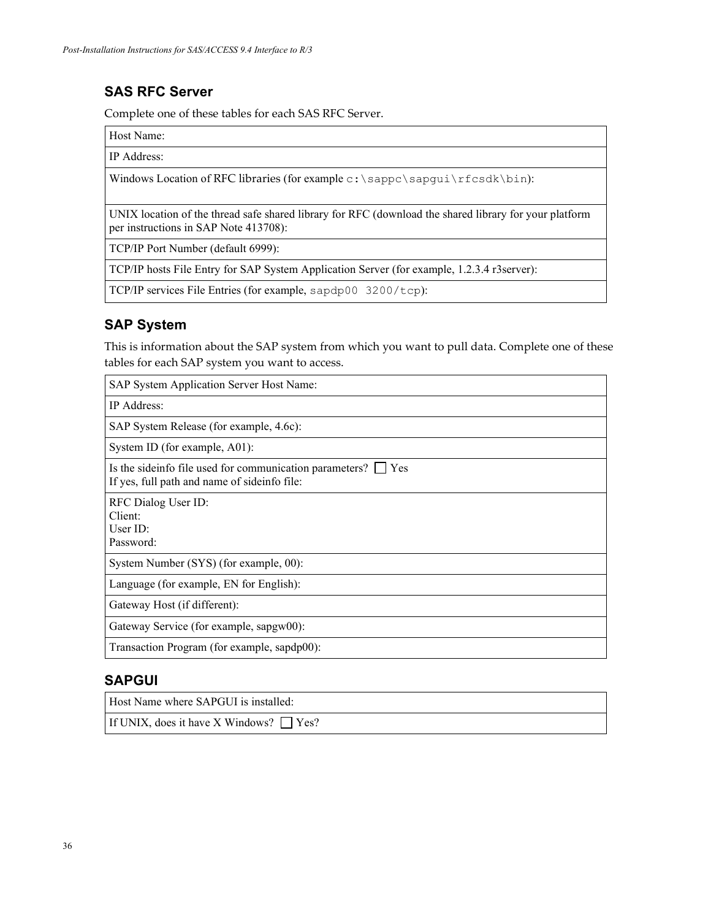## SAS RFC Server

Complete one of these tables for each SAS RFC Server.

| Host Name: |
|---|
| IP Address: |
| Windows Location of RFC libraries (for example `c:\sappc\sapgui\rfcsdk\bin`): |
| UNIX location of the thread safe shared library for RFC (download the shared library for your platform per instructions in SAP Note 413708): |
| TCP/IP Port Number (default 6999): |
| TCP/IP hosts File Entry for SAP System Application Server (for example, 1.2.3.4 r3server): |
| TCP/IP services File Entries (for example, `sapdp00 3200/tcp`): |

## SAP System

This is information about the SAP system from which you want to pull data. Complete one of these tables for each SAP system you want to access.

| SAP System Application Server Host Name: |
|---|
| IP Address: |
| SAP System Release (for example, 4.6c): |
| System ID (for example, A01): |
| Is the sideinfo file used for communication parameters? ☐ Yes<br>If yes, full path and name of sideinfo file: |
| RFC Dialog User ID:<br>Client:<br>User ID:<br>Password: |
| System Number (SYS) (for example, 00): |
| Language (for example, EN for English): |
| Gateway Host (if different): |
| Gateway Service (for example, sapgw00): |
| Transaction Program (for example, sapdp00): |

## SAPGUI

| Host Name where SAPGUI is installed: |
|---|
| If UNIX, does it have X Windows? ☐ Yes? |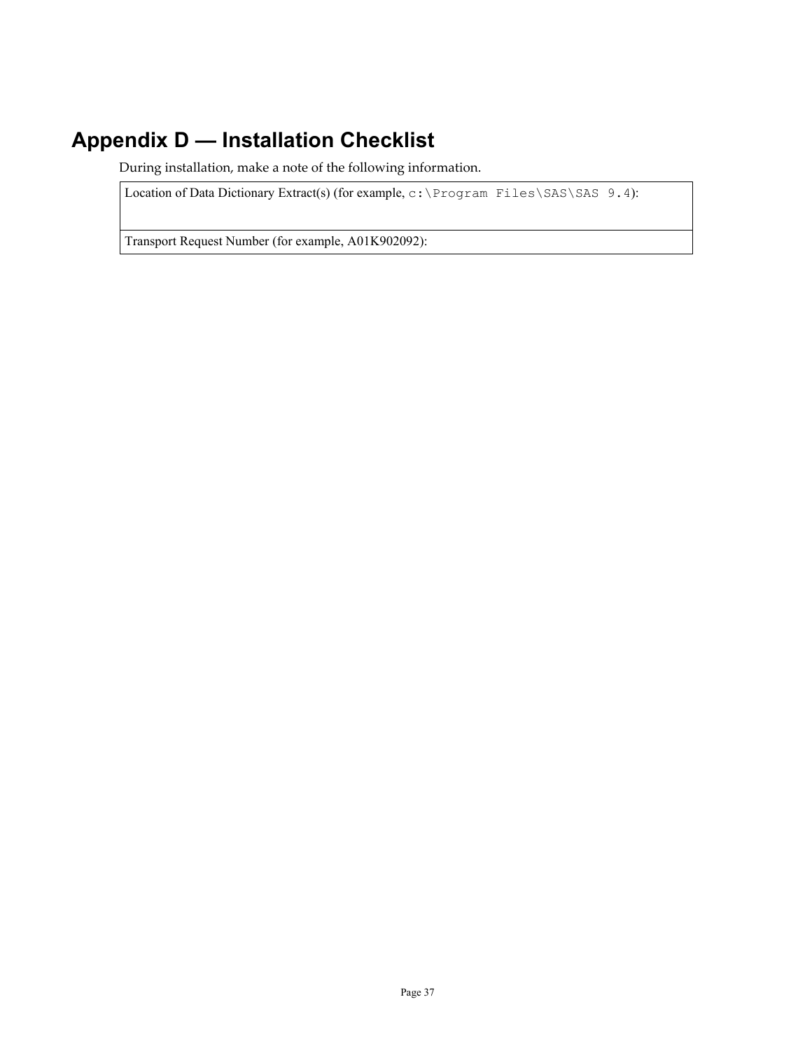# Appendix D — Installation Checklist

During installation, make a note of the following information.

| Location of Data Dictionary Extract(s) (for example, `c:\Program Files\SAS\SAS 9.4`): |
|---|
| Transport Request Number (for example, A01K902092): |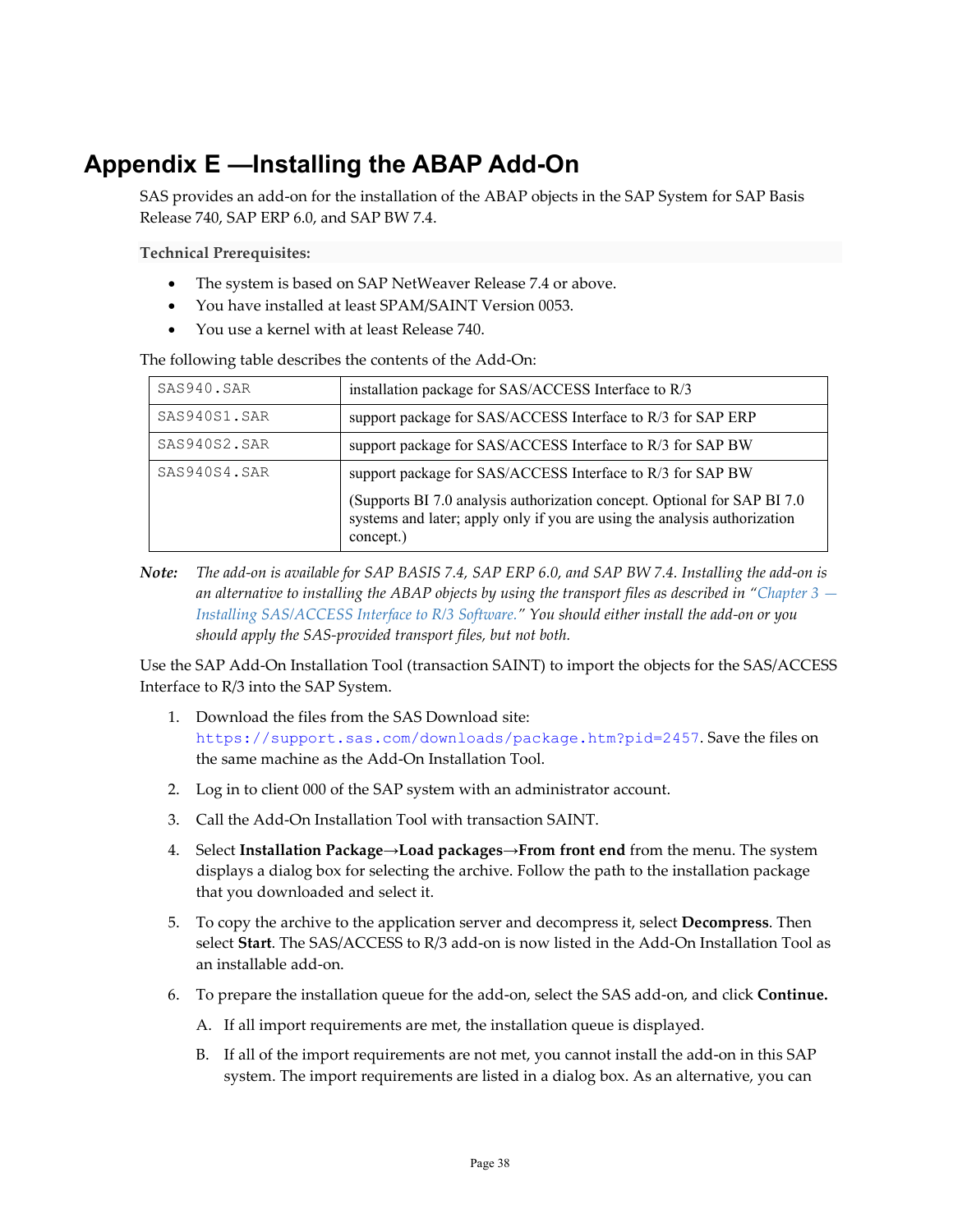# Appendix E —Installing the ABAP Add-On

SAS provides an add-on for the installation of the ABAP objects in the SAP System for SAP Basis Release 740, SAP ERP 6.0, and SAP BW 7.4.

**Technical Prerequisites:**

- The system is based on SAP NetWeaver Release 7.4 or above.
- You have installed at least SPAM/SAINT Version 0053.
- You use a kernel with at least Release 740.

The following table describes the contents of the Add-On:

| | |
|---|---|
| `SAS940.SAR` | installation package for SAS/ACCESS Interface to R/3 |
| `SAS940S1.SAR` | support package for SAS/ACCESS Interface to R/3 for SAP ERP |
| `SAS940S2.SAR` | support package for SAS/ACCESS Interface to R/3 for SAP BW |
| `SAS940S4.SAR` | support package for SAS/ACCESS Interface to R/3 for SAP BW<br><br>(Supports BI 7.0 analysis authorization concept. Optional for SAP BI 7.0 systems and later; apply only if you are using the analysis authorization concept.) |

***Note:*** *The add-on is available for SAP BASIS 7.4, SAP ERP 6.0, and SAP BW 7.4. Installing the add-on is an alternative to installing the ABAP objects by using the transport files as described in "Chapter 3 — Installing SAS/ACCESS Interface to R/3 Software." You should either install the add-on or you should apply the SAS-provided transport files, but not both.*

Use the SAP Add-On Installation Tool (transaction SAINT) to import the objects for the SAS/ACCESS Interface to R/3 into the SAP System.

1. Download the files from the SAS Download site: `https://support.sas.com/downloads/package.htm?pid=2457`. Save the files on the same machine as the Add-On Installation Tool.
2. Log in to client 000 of the SAP system with an administrator account.
3. Call the Add-On Installation Tool with transaction SAINT.
4. Select **Installation Package→Load packages→From front end** from the menu. The system displays a dialog box for selecting the archive. Follow the path to the installation package that you downloaded and select it.
5. To copy the archive to the application server and decompress it, select **Decompress**. Then select **Start**. The SAS/ACCESS to R/3 add-on is now listed in the Add-On Installation Tool as an installable add-on.
6. To prepare the installation queue for the add-on, select the SAS add-on, and click **Continue.**

   A. If all import requirements are met, the installation queue is displayed.

   B. If all of the import requirements are not met, you cannot install the add-on in this SAP system. The import requirements are listed in a dialog box. As an alternative, you can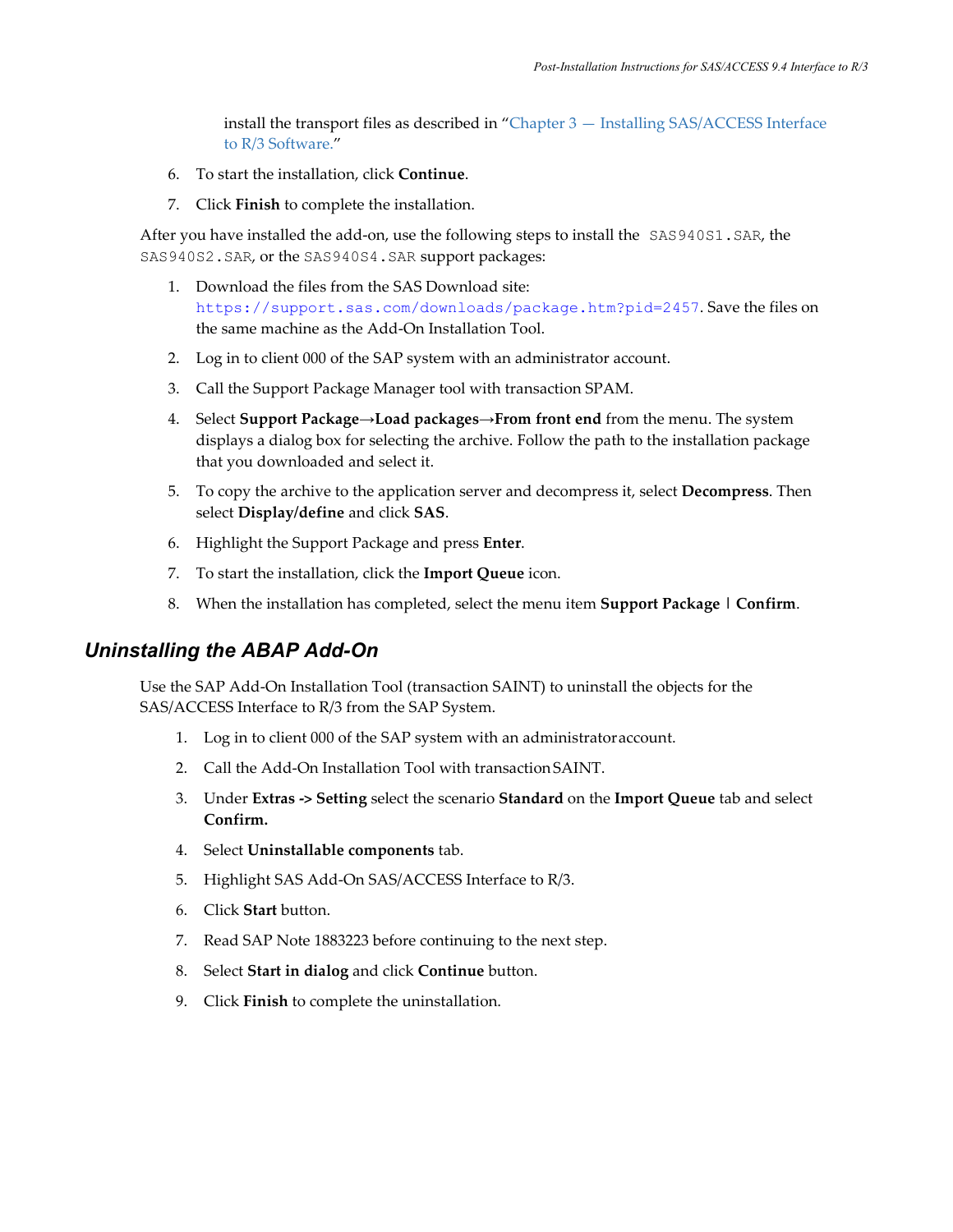install the transport files as described in "Chapter 3 — Installing SAS/ACCESS Interface to R/3 Software."

6. To start the installation, click **Continue**.
7. Click **Finish** to complete the installation.

After you have installed the add-on, use the following steps to install the `SAS940S1.SAR`, the `SAS940S2.SAR`, or the `SAS940S4.SAR` support packages:

1. Download the files from the SAS Download site: `https://support.sas.com/downloads/package.htm?pid=2457`. Save the files on the same machine as the Add-On Installation Tool.
2. Log in to client 000 of the SAP system with an administrator account.
3. Call the Support Package Manager tool with transaction SPAM.
4. Select **Support Package→Load packages→From front end** from the menu. The system displays a dialog box for selecting the archive. Follow the path to the installation package that you downloaded and select it.
5. To copy the archive to the application server and decompress it, select **Decompress**. Then select **Display/define** and click **SAS**.
6. Highlight the Support Package and press **Enter**.
7. To start the installation, click the **Import Queue** icon.
8. When the installation has completed, select the menu item **Support Package** | **Confirm**.

## Uninstalling the ABAP Add-On

Use the SAP Add-On Installation Tool (transaction SAINT) to uninstall the objects for the SAS/ACCESS Interface to R/3 from the SAP System.

1. Log in to client 000 of the SAP system with an administrator account.
2. Call the Add-On Installation Tool with transaction SAINT.
3. Under **Extras -> Setting** select the scenario **Standard** on the **Import Queue** tab and select **Confirm.**
4. Select **Uninstallable components** tab.
5. Highlight SAS Add-On SAS/ACCESS Interface to R/3.
6. Click **Start** button.
7. Read SAP Note 1883223 before continuing to the next step.
8. Select **Start in dialog** and click **Continue** button.
9. Click **Finish** to complete the uninstallation.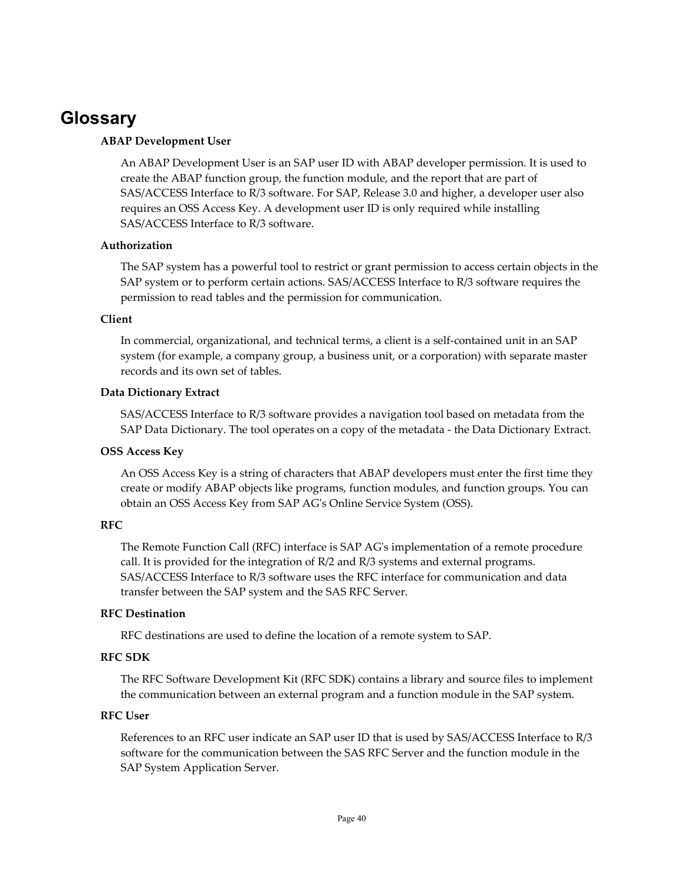# Glossary

**ABAP Development User**

An ABAP Development User is an SAP user ID with ABAP developer permission. It is used to create the ABAP function group, the function module, and the report that are part of SAS/ACCESS Interface to R/3 software. For SAP, Release 3.0 and higher, a developer user also requires an OSS Access Key. A development user ID is only required while installing SAS/ACCESS Interface to R/3 software.

**Authorization**

The SAP system has a powerful tool to restrict or grant permission to access certain objects in the SAP system or to perform certain actions. SAS/ACCESS Interface to R/3 software requires the permission to read tables and the permission for communication.

**Client**

In commercial, organizational, and technical terms, a client is a self-contained unit in an SAP system (for example, a company group, a business unit, or a corporation) with separate master records and its own set of tables.

**Data Dictionary Extract**

SAS/ACCESS Interface to R/3 software provides a navigation tool based on metadata from the SAP Data Dictionary. The tool operates on a copy of the metadata - the Data Dictionary Extract.

**OSS Access Key**

An OSS Access Key is a string of characters that ABAP developers must enter the first time they create or modify ABAP objects like programs, function modules, and function groups. You can obtain an OSS Access Key from SAP AG's Online Service System (OSS).

**RFC**

The Remote Function Call (RFC) interface is SAP AG's implementation of a remote procedure call. It is provided for the integration of R/2 and R/3 systems and external programs. SAS/ACCESS Interface to R/3 software uses the RFC interface for communication and data transfer between the SAP system and the SAS RFC Server.

**RFC Destination**

RFC destinations are used to define the location of a remote system to SAP.

**RFC SDK**

The RFC Software Development Kit (RFC SDK) contains a library and source files to implement the communication between an external program and a function module in the SAP system.

**RFC User**

References to an RFC user indicate an SAP user ID that is used by SAS/ACCESS Interface to R/3 software for the communication between the SAS RFC Server and the function module in the SAP System Application Server.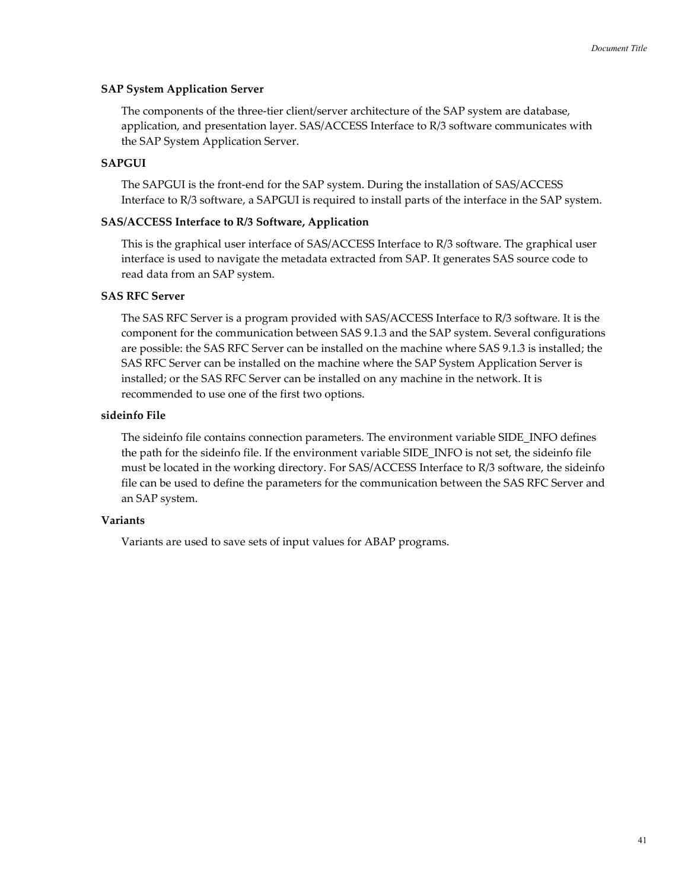**SAP System Application Server**

The components of the three-tier client/server architecture of the SAP system are database, application, and presentation layer. SAS/ACCESS Interface to R/3 software communicates with the SAP System Application Server.

**SAPGUI**

The SAPGUI is the front-end for the SAP system. During the installation of SAS/ACCESS Interface to R/3 software, a SAPGUI is required to install parts of the interface in the SAP system.

**SAS/ACCESS Interface to R/3 Software, Application**

This is the graphical user interface of SAS/ACCESS Interface to R/3 software. The graphical user interface is used to navigate the metadata extracted from SAP. It generates SAS source code to read data from an SAP system.

**SAS RFC Server**

The SAS RFC Server is a program provided with SAS/ACCESS Interface to R/3 software. It is the component for the communication between SAS 9.1.3 and the SAP system. Several configurations are possible: the SAS RFC Server can be installed on the machine where SAS 9.1.3 is installed; the SAS RFC Server can be installed on the machine where the SAP System Application Server is installed; or the SAS RFC Server can be installed on any machine in the network. It is recommended to use one of the first two options.

**sideinfo File**

The sideinfo file contains connection parameters. The environment variable SIDE_INFO defines the path for the sideinfo file. If the environment variable SIDE_INFO is not set, the sideinfo file must be located in the working directory. For SAS/ACCESS Interface to R/3 software, the sideinfo file can be used to define the parameters for the communication between the SAS RFC Server and an SAP system.

**Variants**

Variants are used to save sets of input values for ABAP programs.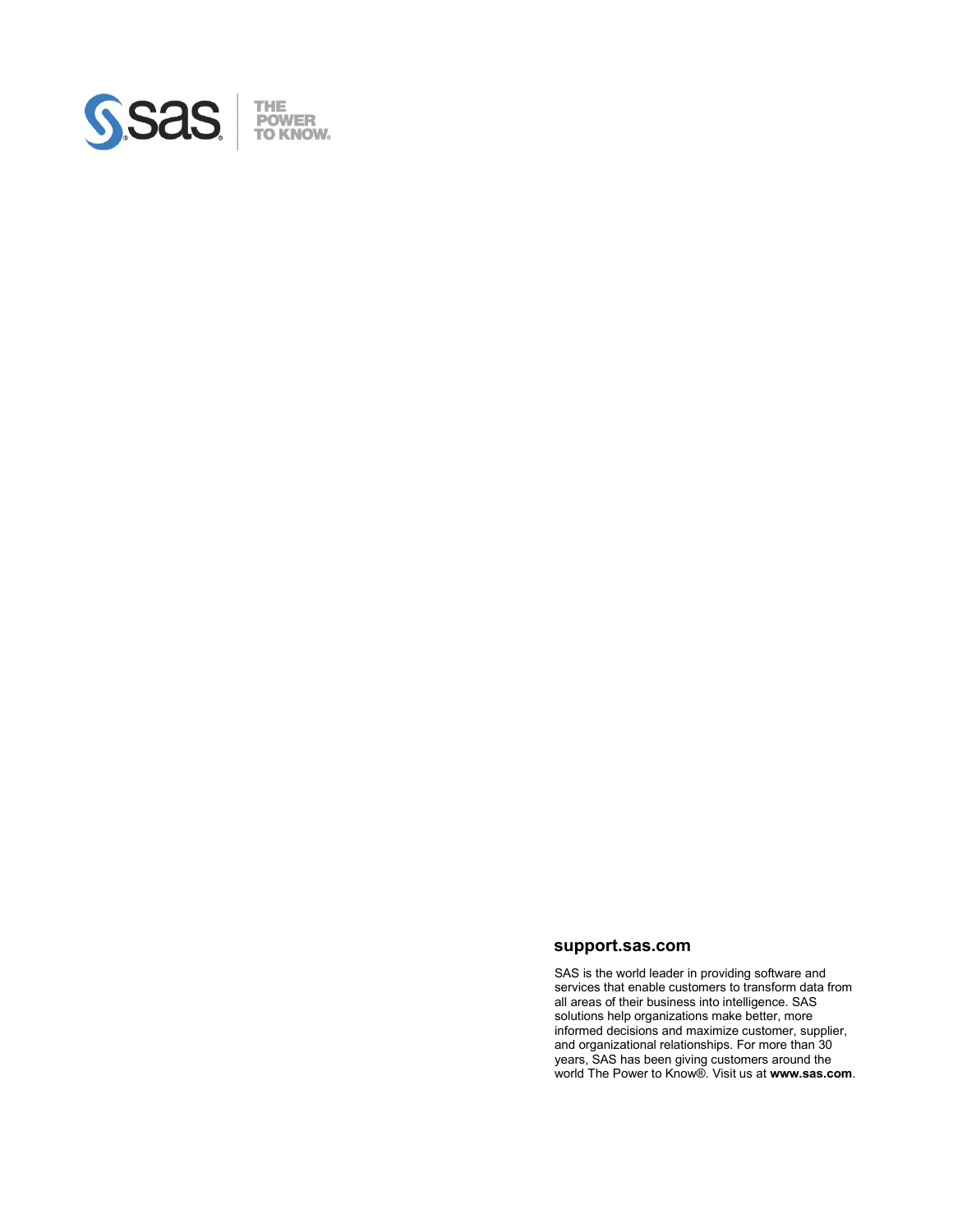**support.sas.com**

SAS is the world leader in providing software and services that enable customers to transform data from all areas of their business into intelligence. SAS solutions help organizations make better, more informed decisions and maximize customer, supplier, and organizational relationships. For more than 30 years, SAS has been giving customers around the world The Power to Know®. Visit us at **www.sas.com**.